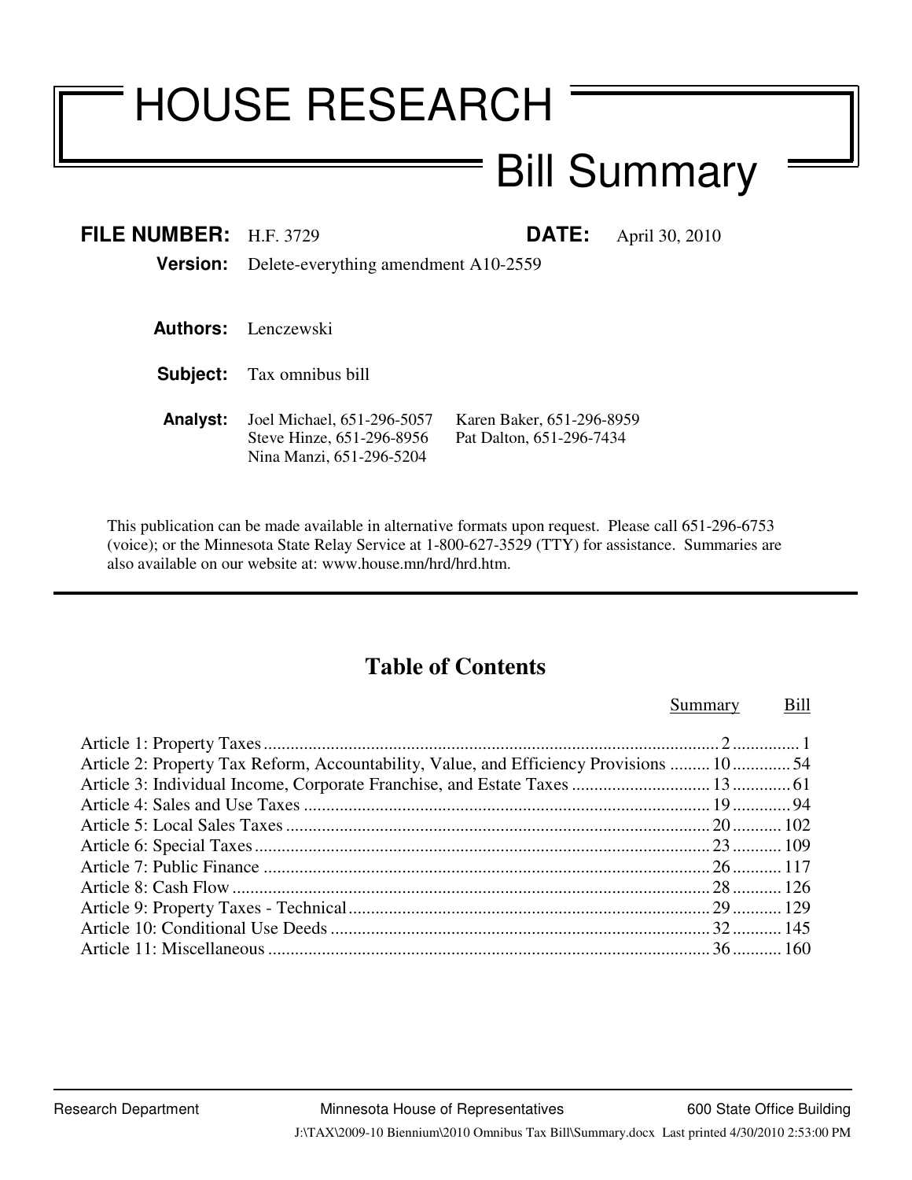# HOUSE RESEARCH

## Bill Summary

**FILE NUMBER:** H.F. 3729 **DATE:** April 30, 2010

**Version:** Delete-everything amendment A10-2559

**Authors:** Lenczewski

**Subject:** Tax omnibus bill

**Analyst:** Joel Michael, 651-296-5057; Karen Baker, 651-296-8959; Steve Hinze, 651-296-8956; Pat Dalton, 651-296-7434; Nina Manzi, 651-296-5204

This publication can be made available in alternative formats upon request. Please call 651-296-6753 (voice); or the Minnesota State Relay Service at 1-800-627-3529 (TTY) for assistance. Summaries are also available on our website at: www.house.mn/hrd/hrd.htm.

---

## Table of Contents

| | Summary | Bill |
|---|---|---|
| Article 1: Property Taxes | 2 | 1 |
| Article 2: Property Tax Reform, Accountability, Value, and Efficiency Provisions | 10 | 54 |
| Article 3: Individual Income, Corporate Franchise, and Estate Taxes | 13 | 61 |
| Article 4: Sales and Use Taxes | 19 | 94 |
| Article 5: Local Sales Taxes | 20 | 102 |
| Article 6: Special Taxes | 23 | 109 |
| Article 7: Public Finance | 26 | 117 |
| Article 8: Cash Flow | 28 | 126 |
| Article 9: Property Taxes - Technical | 29 | 129 |
| Article 10: Conditional Use Deeds | 32 | 145 |
| Article 11: Miscellaneous | 36 | 160 |

Research Department — Minnesota House of Representatives — 600 State Office Building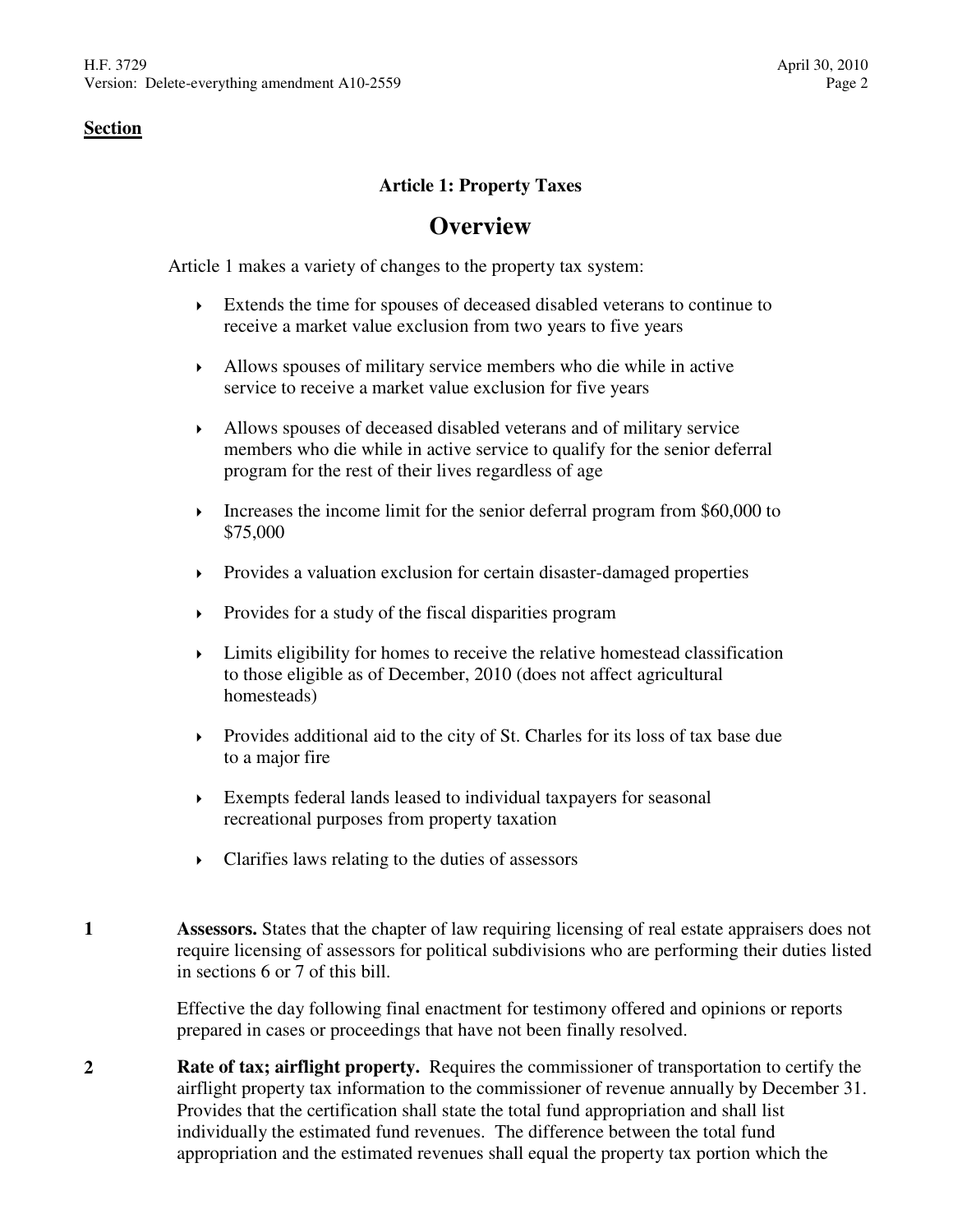**Section**

### Article 1: Property Taxes

## Overview

Article 1 makes a variety of changes to the property tax system:

- Extends the time for spouses of deceased disabled veterans to continue to receive a market value exclusion from two years to five years
- Allows spouses of military service members who die while in active service to receive a market value exclusion for five years
- Allows spouses of deceased disabled veterans and of military service members who die while in active service to qualify for the senior deferral program for the rest of their lives regardless of age
- Increases the income limit for the senior deferral program from $60,000 to $75,000
- Provides a valuation exclusion for certain disaster-damaged properties
- Provides for a study of the fiscal disparities program
- Limits eligibility for homes to receive the relative homestead classification to those eligible as of December, 2010 (does not affect agricultural homesteads)
- Provides additional aid to the city of St. Charles for its loss of tax base due to a major fire
- Exempts federal lands leased to individual taxpayers for seasonal recreational purposes from property taxation
- Clarifies laws relating to the duties of assessors

**1** **Assessors.** States that the chapter of law requiring licensing of real estate appraisers does not require licensing of assessors for political subdivisions who are performing their duties listed in sections 6 or 7 of this bill.

Effective the day following final enactment for testimony offered and opinions or reports prepared in cases or proceedings that have not been finally resolved.

**2** **Rate of tax; airflight property.** Requires the commissioner of transportation to certify the airflight property tax information to the commissioner of revenue annually by December 31. Provides that the certification shall state the total fund appropriation and shall list individually the estimated fund revenues. The difference between the total fund appropriation and the estimated revenues shall equal the property tax portion which the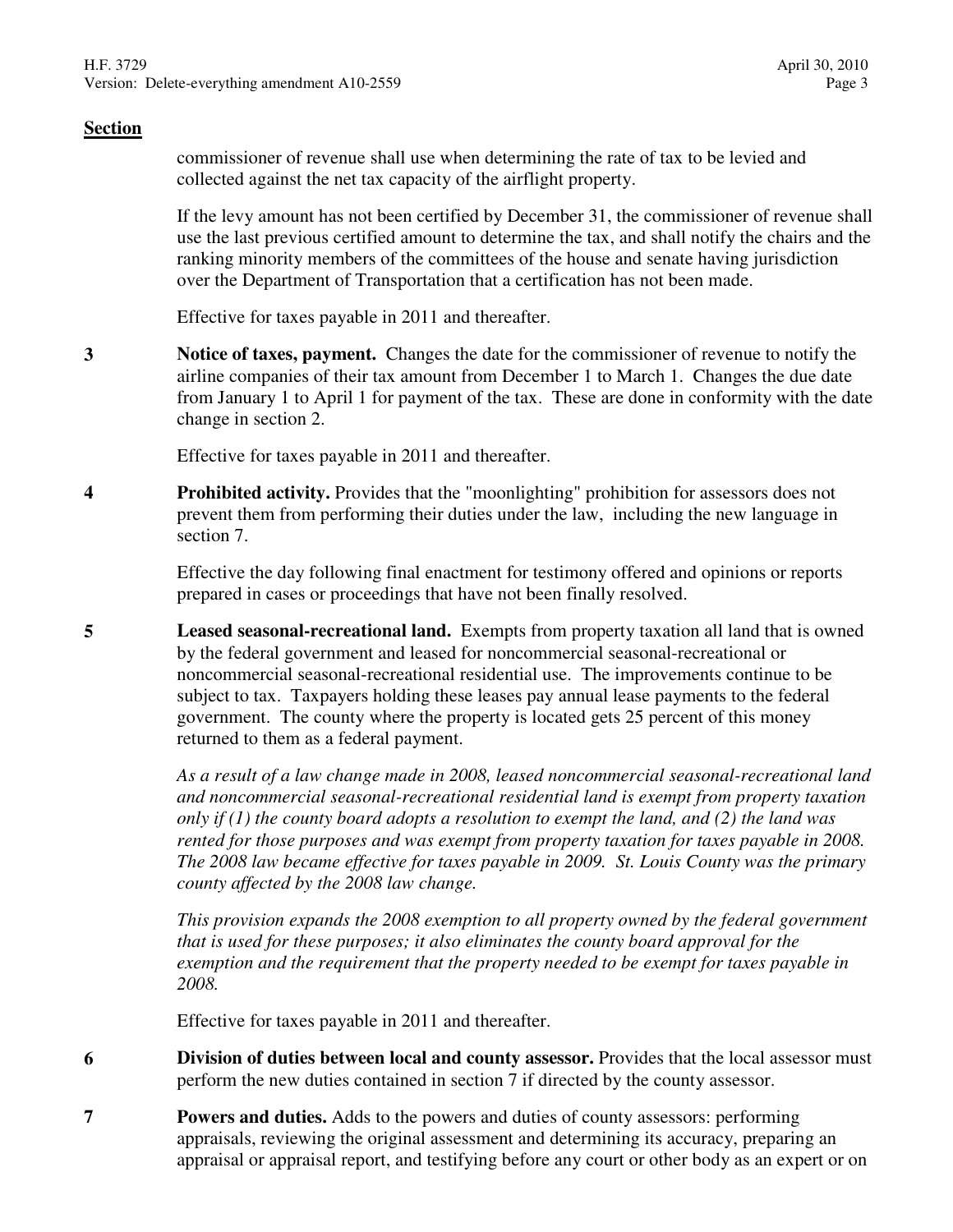## Section

commissioner of revenue shall use when determining the rate of tax to be levied and collected against the net tax capacity of the airflight property.

If the levy amount has not been certified by December 31, the commissioner of revenue shall use the last previous certified amount to determine the tax, and shall notify the chairs and the ranking minority members of the committees of the house and senate having jurisdiction over the Department of Transportation that a certification has not been made.

Effective for taxes payable in 2011 and thereafter.

**3** **Notice of taxes, payment.** Changes the date for the commissioner of revenue to notify the airline companies of their tax amount from December 1 to March 1. Changes the due date from January 1 to April 1 for payment of the tax. These are done in conformity with the date change in section 2.

Effective for taxes payable in 2011 and thereafter.

**4** **Prohibited activity.** Provides that the "moonlighting" prohibition for assessors does not prevent them from performing their duties under the law, including the new language in section 7.

Effective the day following final enactment for testimony offered and opinions or reports prepared in cases or proceedings that have not been finally resolved.

**5** **Leased seasonal-recreational land.** Exempts from property taxation all land that is owned by the federal government and leased for noncommercial seasonal-recreational or noncommercial seasonal-recreational residential use. The improvements continue to be subject to tax. Taxpayers holding these leases pay annual lease payments to the federal government. The county where the property is located gets 25 percent of this money returned to them as a federal payment.

*As a result of a law change made in 2008, leased noncommercial seasonal-recreational land and noncommercial seasonal-recreational residential land is exempt from property taxation only if (1) the county board adopts a resolution to exempt the land, and (2) the land was rented for those purposes and was exempt from property taxation for taxes payable in 2008. The 2008 law became effective for taxes payable in 2009. St. Louis County was the primary county affected by the 2008 law change.*

*This provision expands the 2008 exemption to all property owned by the federal government that is used for these purposes; it also eliminates the county board approval for the exemption and the requirement that the property needed to be exempt for taxes payable in 2008.*

Effective for taxes payable in 2011 and thereafter.

**6** **Division of duties between local and county assessor.** Provides that the local assessor must perform the new duties contained in section 7 if directed by the county assessor.

**7** **Powers and duties.** Adds to the powers and duties of county assessors: performing appraisals, reviewing the original assessment and determining its accuracy, preparing an appraisal or appraisal report, and testifying before any court or other body as an expert or on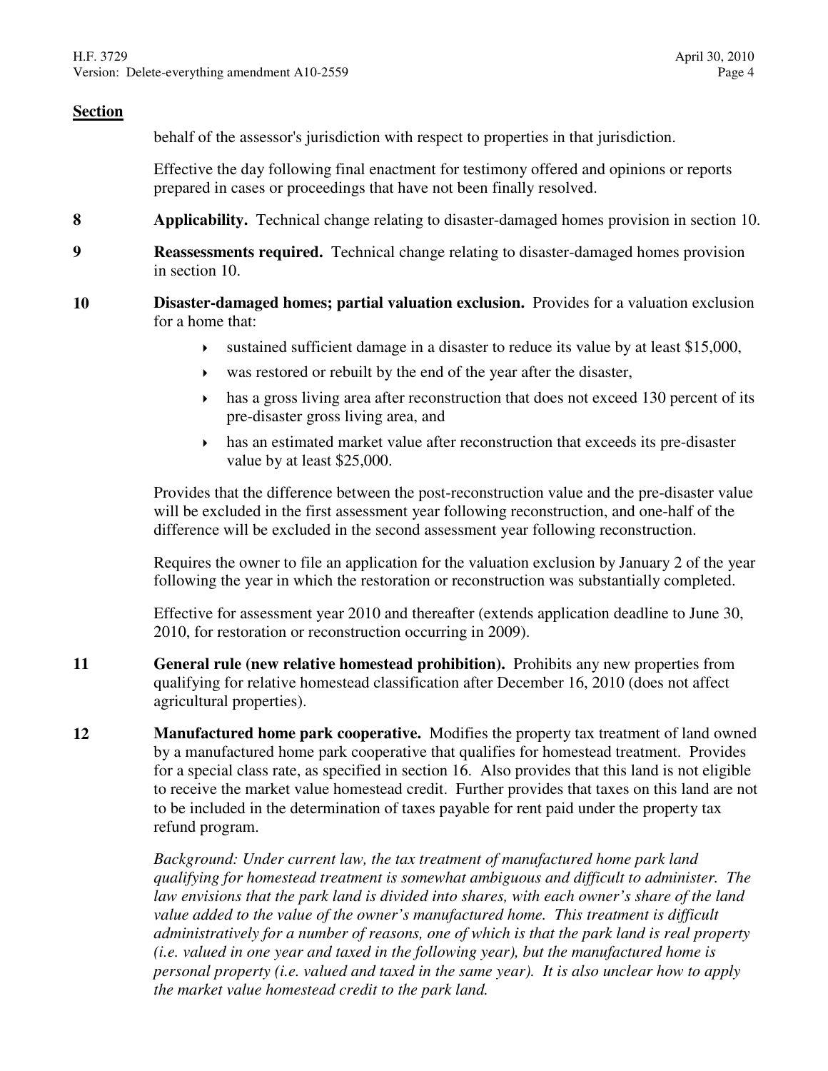**Section**

behalf of the assessor's jurisdiction with respect to properties in that jurisdiction.

Effective the day following final enactment for testimony offered and opinions or reports prepared in cases or proceedings that have not been finally resolved.

**8** **Applicability.** Technical change relating to disaster-damaged homes provision in section 10.

**9** **Reassessments required.** Technical change relating to disaster-damaged homes provision in section 10.

**10** **Disaster-damaged homes; partial valuation exclusion.** Provides for a valuation exclusion for a home that:

- sustained sufficient damage in a disaster to reduce its value by at least $15,000,
- was restored or rebuilt by the end of the year after the disaster,
- has a gross living area after reconstruction that does not exceed 130 percent of its pre-disaster gross living area, and
- has an estimated market value after reconstruction that exceeds its pre-disaster value by at least $25,000.

Provides that the difference between the post-reconstruction value and the pre-disaster value will be excluded in the first assessment year following reconstruction, and one-half of the difference will be excluded in the second assessment year following reconstruction.

Requires the owner to file an application for the valuation exclusion by January 2 of the year following the year in which the restoration or reconstruction was substantially completed.

Effective for assessment year 2010 and thereafter (extends application deadline to June 30, 2010, for restoration or reconstruction occurring in 2009).

**11** **General rule (new relative homestead prohibition).** Prohibits any new properties from qualifying for relative homestead classification after December 16, 2010 (does not affect agricultural properties).

**12** **Manufactured home park cooperative.** Modifies the property tax treatment of land owned by a manufactured home park cooperative that qualifies for homestead treatment. Provides for a special class rate, as specified in section 16. Also provides that this land is not eligible to receive the market value homestead credit. Further provides that taxes on this land are not to be included in the determination of taxes payable for rent paid under the property tax refund program.

*Background: Under current law, the tax treatment of manufactured home park land qualifying for homestead treatment is somewhat ambiguous and difficult to administer. The law envisions that the park land is divided into shares, with each owner's share of the land value added to the value of the owner's manufactured home. This treatment is difficult administratively for a number of reasons, one of which is that the park land is real property (i.e. valued in one year and taxed in the following year), but the manufactured home is personal property (i.e. valued and taxed in the same year). It is also unclear how to apply the market value homestead credit to the park land.*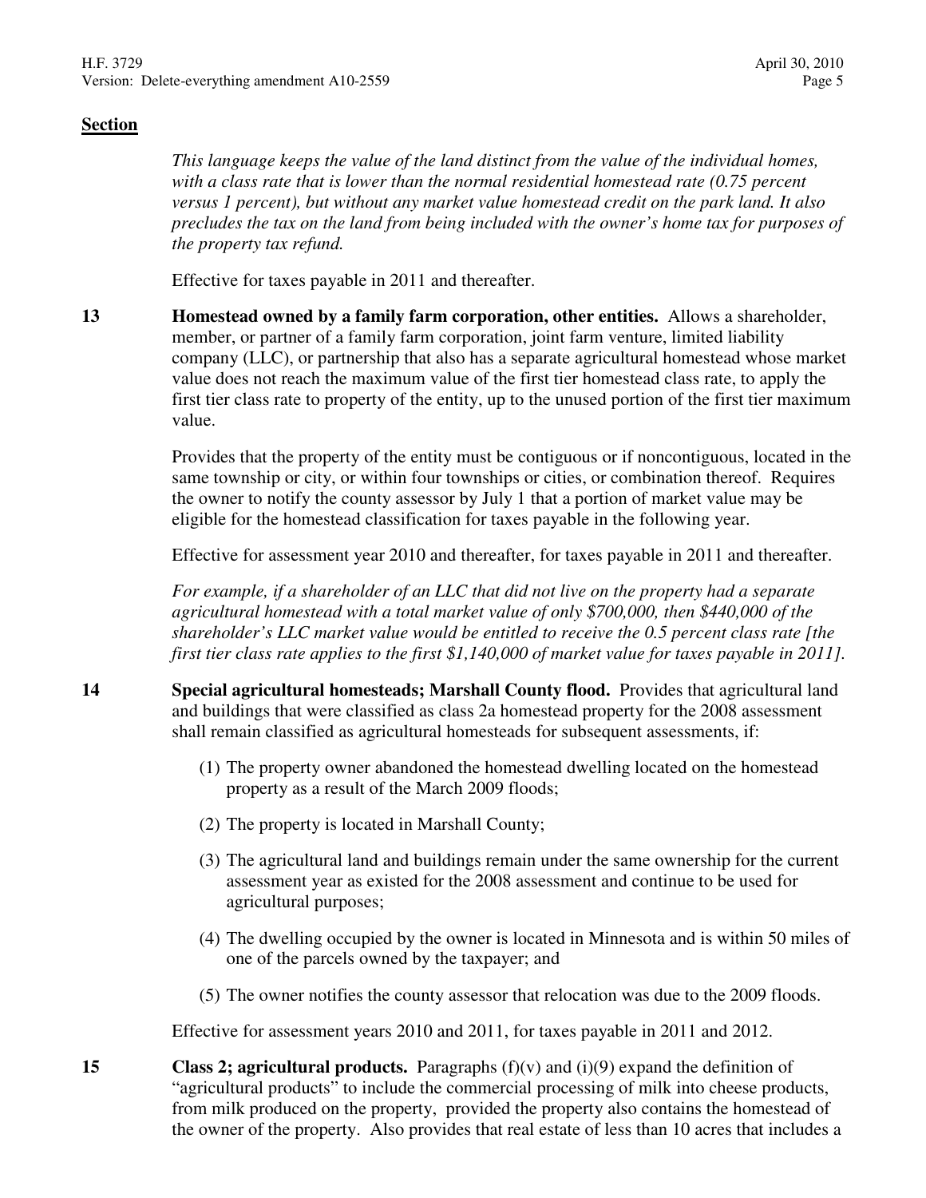**Section**

*This language keeps the value of the land distinct from the value of the individual homes, with a class rate that is lower than the normal residential homestead rate (0.75 percent versus 1 percent), but without any market value homestead credit on the park land. It also precludes the tax on the land from being included with the owner's home tax for purposes of the property tax refund.*

Effective for taxes payable in 2011 and thereafter.

**13** **Homestead owned by a family farm corporation, other entities.** Allows a shareholder, member, or partner of a family farm corporation, joint farm venture, limited liability company (LLC), or partnership that also has a separate agricultural homestead whose market value does not reach the maximum value of the first tier homestead class rate, to apply the first tier class rate to property of the entity, up to the unused portion of the first tier maximum value.

Provides that the property of the entity must be contiguous or if noncontiguous, located in the same township or city, or within four townships or cities, or combination thereof. Requires the owner to notify the county assessor by July 1 that a portion of market value may be eligible for the homestead classification for taxes payable in the following year.

Effective for assessment year 2010 and thereafter, for taxes payable in 2011 and thereafter.

*For example, if a shareholder of an LLC that did not live on the property had a separate agricultural homestead with a total market value of only $700,000, then $440,000 of the shareholder's LLC market value would be entitled to receive the 0.5 percent class rate [the first tier class rate applies to the first $1,140,000 of market value for taxes payable in 2011].*

**14** **Special agricultural homesteads; Marshall County flood.** Provides that agricultural land and buildings that were classified as class 2a homestead property for the 2008 assessment shall remain classified as agricultural homesteads for subsequent assessments, if:

(1) The property owner abandoned the homestead dwelling located on the homestead property as a result of the March 2009 floods;

(2) The property is located in Marshall County;

(3) The agricultural land and buildings remain under the same ownership for the current assessment year as existed for the 2008 assessment and continue to be used for agricultural purposes;

(4) The dwelling occupied by the owner is located in Minnesota and is within 50 miles of one of the parcels owned by the taxpayer; and

(5) The owner notifies the county assessor that relocation was due to the 2009 floods.

Effective for assessment years 2010 and 2011, for taxes payable in 2011 and 2012.

**15** **Class 2; agricultural products.** Paragraphs (f)(v) and (i)(9) expand the definition of "agricultural products" to include the commercial processing of milk into cheese products, from milk produced on the property, provided the property also contains the homestead of the owner of the property. Also provides that real estate of less than 10 acres that includes a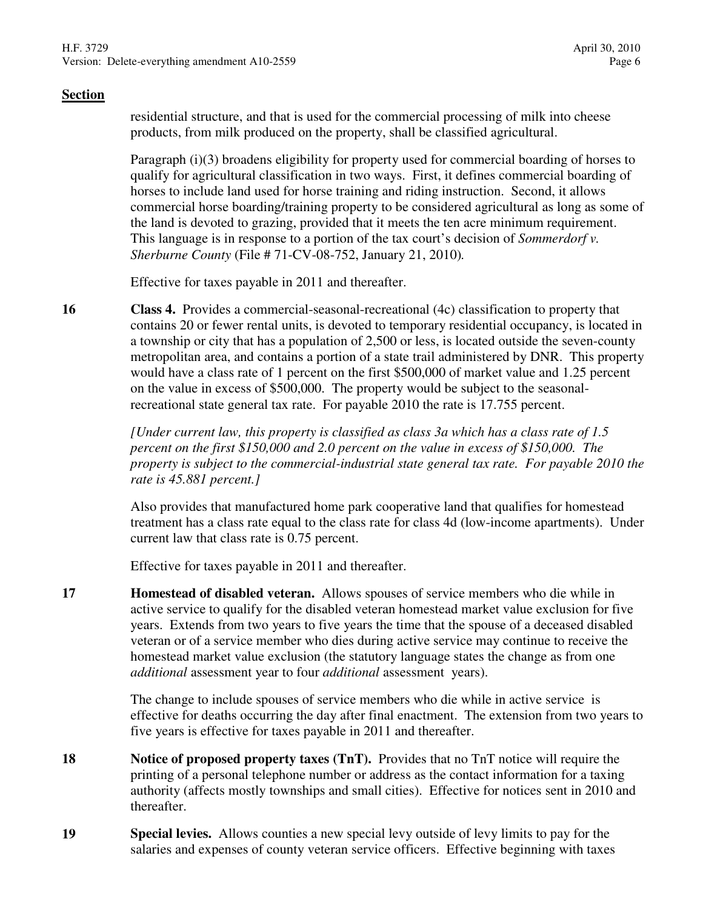**Section**

residential structure, and that is used for the commercial processing of milk into cheese products, from milk produced on the property, shall be classified agricultural.

Paragraph (i)(3) broadens eligibility for property used for commercial boarding of horses to qualify for agricultural classification in two ways. First, it defines commercial boarding of horses to include land used for horse training and riding instruction. Second, it allows commercial horse boarding/training property to be considered agricultural as long as some of the land is devoted to grazing, provided that it meets the ten acre minimum requirement. This language is in response to a portion of the tax court's decision of *Sommerdorf v. Sherburne County* (File # 71-CV-08-752, January 21, 2010).

Effective for taxes payable in 2011 and thereafter.

**16** **Class 4.** Provides a commercial-seasonal-recreational (4c) classification to property that contains 20 or fewer rental units, is devoted to temporary residential occupancy, is located in a township or city that has a population of 2,500 or less, is located outside the seven-county metropolitan area, and contains a portion of a state trail administered by DNR. This property would have a class rate of 1 percent on the first $500,000 of market value and 1.25 percent on the value in excess of $500,000. The property would be subject to the seasonal-recreational state general tax rate. For payable 2010 the rate is 17.755 percent.

*[Under current law, this property is classified as class 3a which has a class rate of 1.5 percent on the first $150,000 and 2.0 percent on the value in excess of $150,000. The property is subject to the commercial-industrial state general tax rate. For payable 2010 the rate is 45.881 percent.]*

Also provides that manufactured home park cooperative land that qualifies for homestead treatment has a class rate equal to the class rate for class 4d (low-income apartments). Under current law that class rate is 0.75 percent.

Effective for taxes payable in 2011 and thereafter.

**17** **Homestead of disabled veteran.** Allows spouses of service members who die while in active service to qualify for the disabled veteran homestead market value exclusion for five years. Extends from two years to five years the time that the spouse of a deceased disabled veteran or of a service member who dies during active service may continue to receive the homestead market value exclusion (the statutory language states the change as from one *additional* assessment year to four *additional* assessment years).

The change to include spouses of service members who die while in active service is effective for deaths occurring the day after final enactment. The extension from two years to five years is effective for taxes payable in 2011 and thereafter.

**18** **Notice of proposed property taxes (TnT).** Provides that no TnT notice will require the printing of a personal telephone number or address as the contact information for a taxing authority (affects mostly townships and small cities). Effective for notices sent in 2010 and thereafter.

**19** **Special levies.** Allows counties a new special levy outside of levy limits to pay for the salaries and expenses of county veteran service officers. Effective beginning with taxes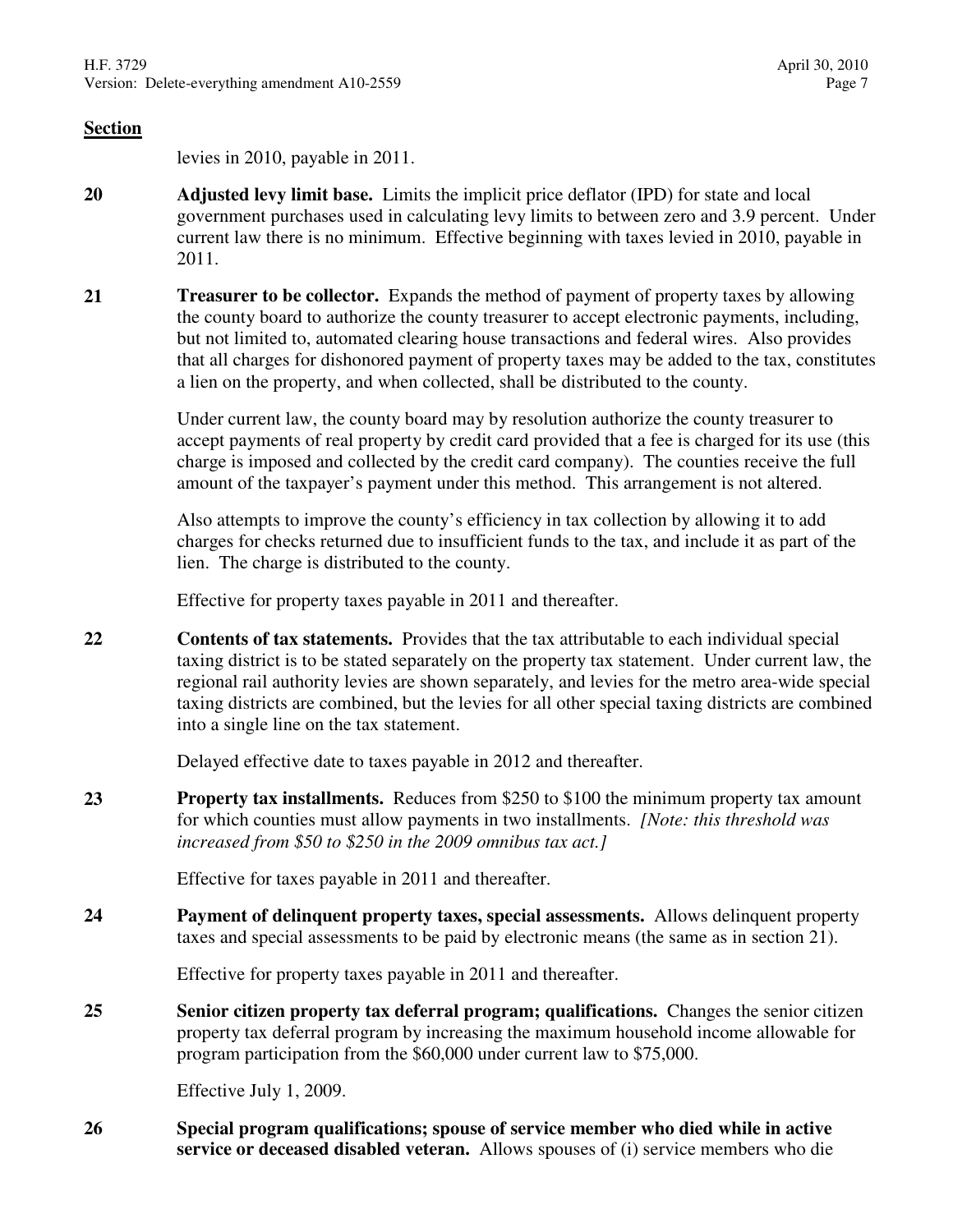**Section**

levies in 2010, payable in 2011.

**20** **Adjusted levy limit base.** Limits the implicit price deflator (IPD) for state and local government purchases used in calculating levy limits to between zero and 3.9 percent. Under current law there is no minimum. Effective beginning with taxes levied in 2010, payable in 2011.

**21** **Treasurer to be collector.** Expands the method of payment of property taxes by allowing the county board to authorize the county treasurer to accept electronic payments, including, but not limited to, automated clearing house transactions and federal wires. Also provides that all charges for dishonored payment of property taxes may be added to the tax, constitutes a lien on the property, and when collected, shall be distributed to the county.

Under current law, the county board may by resolution authorize the county treasurer to accept payments of real property by credit card provided that a fee is charged for its use (this charge is imposed and collected by the credit card company). The counties receive the full amount of the taxpayer's payment under this method. This arrangement is not altered.

Also attempts to improve the county's efficiency in tax collection by allowing it to add charges for checks returned due to insufficient funds to the tax, and include it as part of the lien. The charge is distributed to the county.

Effective for property taxes payable in 2011 and thereafter.

**22** **Contents of tax statements.** Provides that the tax attributable to each individual special taxing district is to be stated separately on the property tax statement. Under current law, the regional rail authority levies are shown separately, and levies for the metro area-wide special taxing districts are combined, but the levies for all other special taxing districts are combined into a single line on the tax statement.

Delayed effective date to taxes payable in 2012 and thereafter.

**23** **Property tax installments.** Reduces from $250 to $100 the minimum property tax amount for which counties must allow payments in two installments. *[Note: this threshold was increased from $50 to $250 in the 2009 omnibus tax act.]*

Effective for taxes payable in 2011 and thereafter.

**24** **Payment of delinquent property taxes, special assessments.** Allows delinquent property taxes and special assessments to be paid by electronic means (the same as in section 21).

Effective for property taxes payable in 2011 and thereafter.

**25** **Senior citizen property tax deferral program; qualifications.** Changes the senior citizen property tax deferral program by increasing the maximum household income allowable for program participation from the $60,000 under current law to $75,000.

Effective July 1, 2009.

**26** **Special program qualifications; spouse of service member who died while in active service or deceased disabled veteran.** Allows spouses of (i) service members who die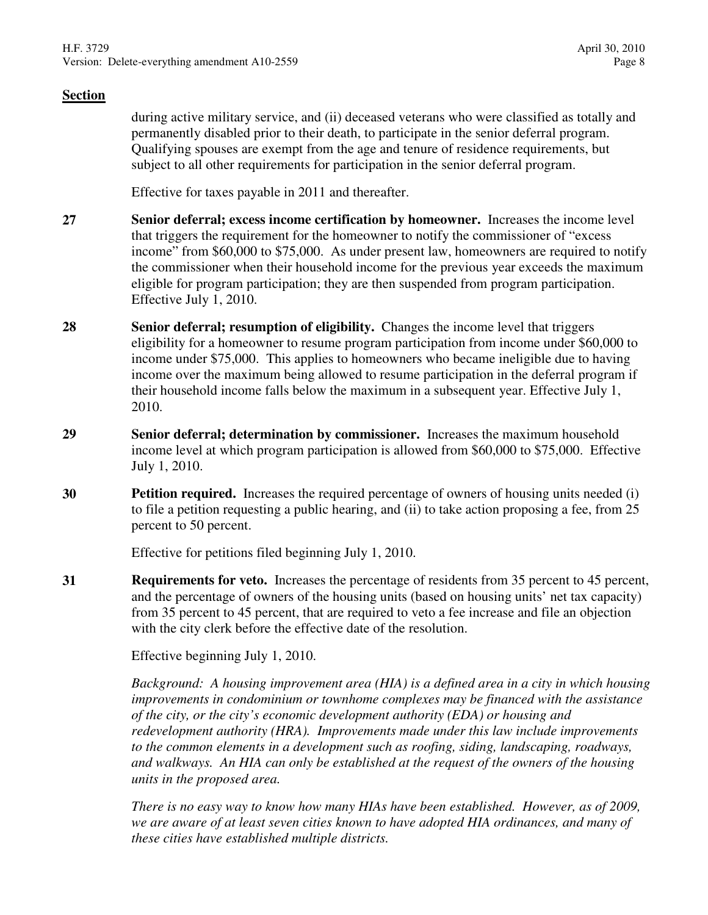**Section**

during active military service, and (ii) deceased veterans who were classified as totally and permanently disabled prior to their death, to participate in the senior deferral program. Qualifying spouses are exempt from the age and tenure of residence requirements, but subject to all other requirements for participation in the senior deferral program.

Effective for taxes payable in 2011 and thereafter.

**27** **Senior deferral; excess income certification by homeowner.** Increases the income level that triggers the requirement for the homeowner to notify the commissioner of "excess income" from $60,000 to $75,000. As under present law, homeowners are required to notify the commissioner when their household income for the previous year exceeds the maximum eligible for program participation; they are then suspended from program participation. Effective July 1, 2010.

**28** **Senior deferral; resumption of eligibility.** Changes the income level that triggers eligibility for a homeowner to resume program participation from income under $60,000 to income under $75,000. This applies to homeowners who became ineligible due to having income over the maximum being allowed to resume participation in the deferral program if their household income falls below the maximum in a subsequent year. Effective July 1, 2010.

**29** **Senior deferral; determination by commissioner.** Increases the maximum household income level at which program participation is allowed from $60,000 to $75,000. Effective July 1, 2010.

**30** **Petition required.** Increases the required percentage of owners of housing units needed (i) to file a petition requesting a public hearing, and (ii) to take action proposing a fee, from 25 percent to 50 percent.

Effective for petitions filed beginning July 1, 2010.

**31** **Requirements for veto.** Increases the percentage of residents from 35 percent to 45 percent, and the percentage of owners of the housing units (based on housing units' net tax capacity) from 35 percent to 45 percent, that are required to veto a fee increase and file an objection with the city clerk before the effective date of the resolution.

Effective beginning July 1, 2010.

*Background: A housing improvement area (HIA) is a defined area in a city in which housing improvements in condominium or townhome complexes may be financed with the assistance of the city, or the city's economic development authority (EDA) or housing and redevelopment authority (HRA). Improvements made under this law include improvements to the common elements in a development such as roofing, siding, landscaping, roadways, and walkways. An HIA can only be established at the request of the owners of the housing units in the proposed area.*

*There is no easy way to know how many HIAs have been established. However, as of 2009, we are aware of at least seven cities known to have adopted HIA ordinances, and many of these cities have established multiple districts.*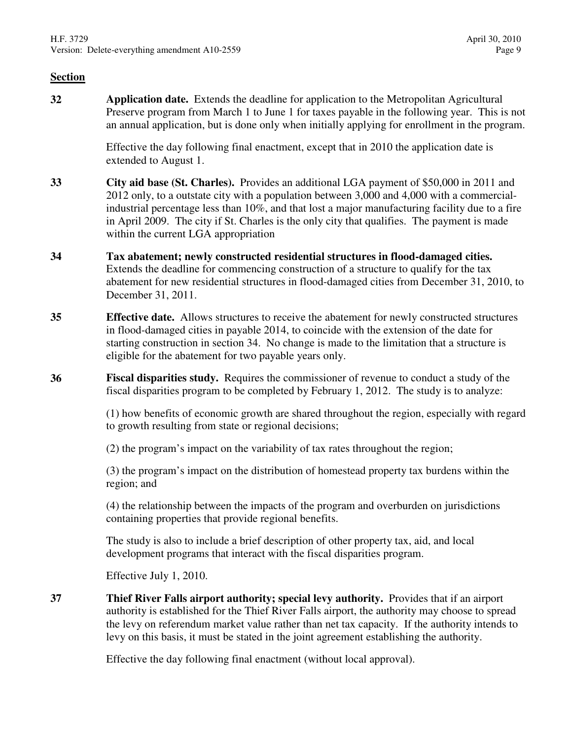**Section**

**32** **Application date.** Extends the deadline for application to the Metropolitan Agricultural Preserve program from March 1 to June 1 for taxes payable in the following year. This is not an annual application, but is done only when initially applying for enrollment in the program.

Effective the day following final enactment, except that in 2010 the application date is extended to August 1.

**33** **City aid base (St. Charles).** Provides an additional LGA payment of $50,000 in 2011 and 2012 only, to a outstate city with a population between 3,000 and 4,000 with a commercial-industrial percentage less than 10%, and that lost a major manufacturing facility due to a fire in April 2009. The city if St. Charles is the only city that qualifies. The payment is made within the current LGA appropriation

**34** **Tax abatement; newly constructed residential structures in flood-damaged cities.** Extends the deadline for commencing construction of a structure to qualify for the tax abatement for new residential structures in flood-damaged cities from December 31, 2010, to December 31, 2011.

**35** **Effective date.** Allows structures to receive the abatement for newly constructed structures in flood-damaged cities in payable 2014, to coincide with the extension of the date for starting construction in section 34. No change is made to the limitation that a structure is eligible for the abatement for two payable years only.

**36** **Fiscal disparities study.** Requires the commissioner of revenue to conduct a study of the fiscal disparities program to be completed by February 1, 2012. The study is to analyze:

(1) how benefits of economic growth are shared throughout the region, especially with regard to growth resulting from state or regional decisions;

(2) the program's impact on the variability of tax rates throughout the region;

(3) the program's impact on the distribution of homestead property tax burdens within the region; and

(4) the relationship between the impacts of the program and overburden on jurisdictions containing properties that provide regional benefits.

The study is also to include a brief description of other property tax, aid, and local development programs that interact with the fiscal disparities program.

Effective July 1, 2010.

**37** **Thief River Falls airport authority; special levy authority.** Provides that if an airport authority is established for the Thief River Falls airport, the authority may choose to spread the levy on referendum market value rather than net tax capacity. If the authority intends to levy on this basis, it must be stated in the joint agreement establishing the authority.

Effective the day following final enactment (without local approval).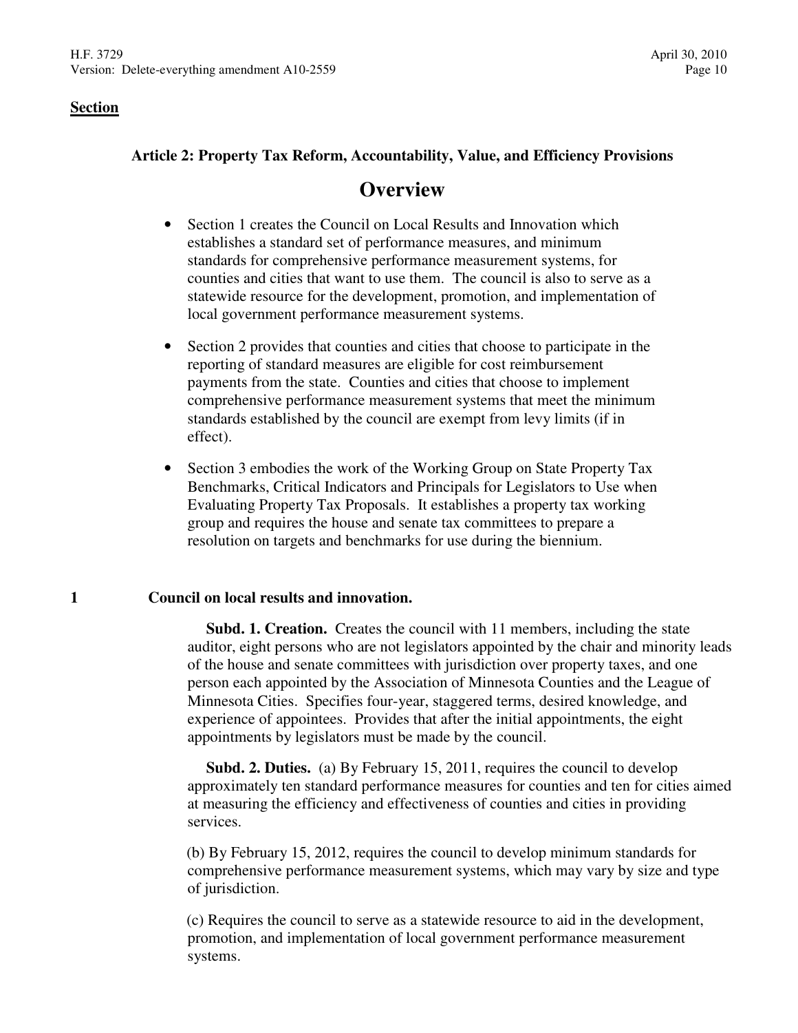**Section**

### Article 2: Property Tax Reform, Accountability, Value, and Efficiency Provisions

## Overview

- Section 1 creates the Council on Local Results and Innovation which establishes a standard set of performance measures, and minimum standards for comprehensive performance measurement systems, for counties and cities that want to use them. The council is also to serve as a statewide resource for the development, promotion, and implementation of local government performance measurement systems.
- Section 2 provides that counties and cities that choose to participate in the reporting of standard measures are eligible for cost reimbursement payments from the state. Counties and cities that choose to implement comprehensive performance measurement systems that meet the minimum standards established by the council are exempt from levy limits (if in effect).
- Section 3 embodies the work of the Working Group on State Property Tax Benchmarks, Critical Indicators and Principals for Legislators to Use when Evaluating Property Tax Proposals. It establishes a property tax working group and requires the house and senate tax committees to prepare a resolution on targets and benchmarks for use during the biennium.

**1 Council on local results and innovation.**

**Subd. 1. Creation.** Creates the council with 11 members, including the state auditor, eight persons who are not legislators appointed by the chair and minority leads of the house and senate committees with jurisdiction over property taxes, and one person each appointed by the Association of Minnesota Counties and the League of Minnesota Cities. Specifies four-year, staggered terms, desired knowledge, and experience of appointees. Provides that after the initial appointments, the eight appointments by legislators must be made by the council.

**Subd. 2. Duties.** (a) By February 15, 2011, requires the council to develop approximately ten standard performance measures for counties and ten for cities aimed at measuring the efficiency and effectiveness of counties and cities in providing services.

(b) By February 15, 2012, requires the council to develop minimum standards for comprehensive performance measurement systems, which may vary by size and type of jurisdiction.

(c) Requires the council to serve as a statewide resource to aid in the development, promotion, and implementation of local government performance measurement systems.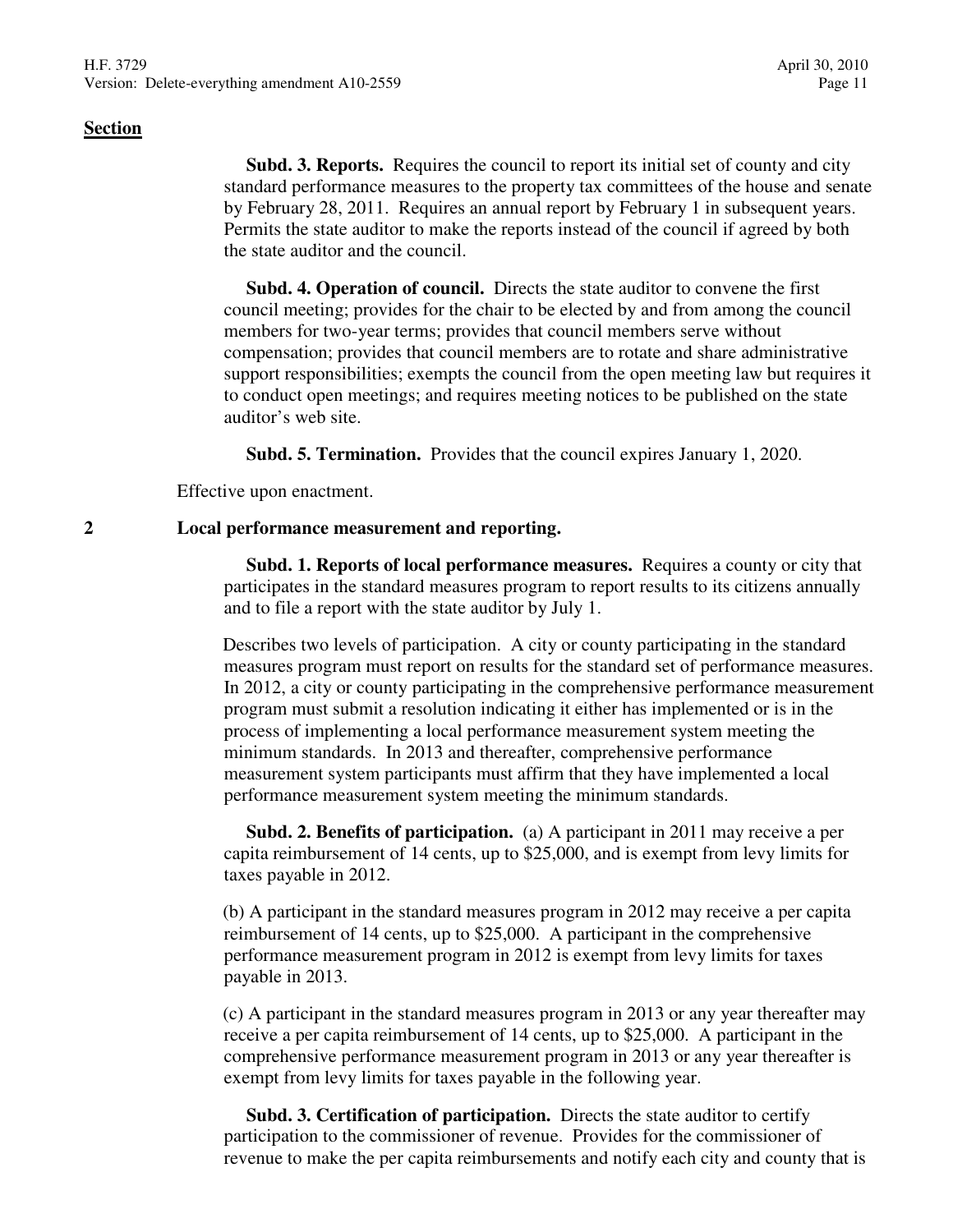**Section**

**Subd. 3. Reports.** Requires the council to report its initial set of county and city standard performance measures to the property tax committees of the house and senate by February 28, 2011. Requires an annual report by February 1 in subsequent years. Permits the state auditor to make the reports instead of the council if agreed by both the state auditor and the council.

**Subd. 4. Operation of council.** Directs the state auditor to convene the first council meeting; provides for the chair to be elected by and from among the council members for two-year terms; provides that council members serve without compensation; provides that council members are to rotate and share administrative support responsibilities; exempts the council from the open meeting law but requires it to conduct open meetings; and requires meeting notices to be published on the state auditor's web site.

**Subd. 5. Termination.** Provides that the council expires January 1, 2020.

Effective upon enactment.

**2 Local performance measurement and reporting.**

**Subd. 1. Reports of local performance measures.** Requires a county or city that participates in the standard measures program to report results to its citizens annually and to file a report with the state auditor by July 1.

Describes two levels of participation. A city or county participating in the standard measures program must report on results for the standard set of performance measures. In 2012, a city or county participating in the comprehensive performance measurement program must submit a resolution indicating it either has implemented or is in the process of implementing a local performance measurement system meeting the minimum standards. In 2013 and thereafter, comprehensive performance measurement system participants must affirm that they have implemented a local performance measurement system meeting the minimum standards.

**Subd. 2. Benefits of participation.** (a) A participant in 2011 may receive a per capita reimbursement of 14 cents, up to $25,000, and is exempt from levy limits for taxes payable in 2012.

(b) A participant in the standard measures program in 2012 may receive a per capita reimbursement of 14 cents, up to $25,000. A participant in the comprehensive performance measurement program in 2012 is exempt from levy limits for taxes payable in 2013.

(c) A participant in the standard measures program in 2013 or any year thereafter may receive a per capita reimbursement of 14 cents, up to $25,000. A participant in the comprehensive performance measurement program in 2013 or any year thereafter is exempt from levy limits for taxes payable in the following year.

**Subd. 3. Certification of participation.** Directs the state auditor to certify participation to the commissioner of revenue. Provides for the commissioner of revenue to make the per capita reimbursements and notify each city and county that is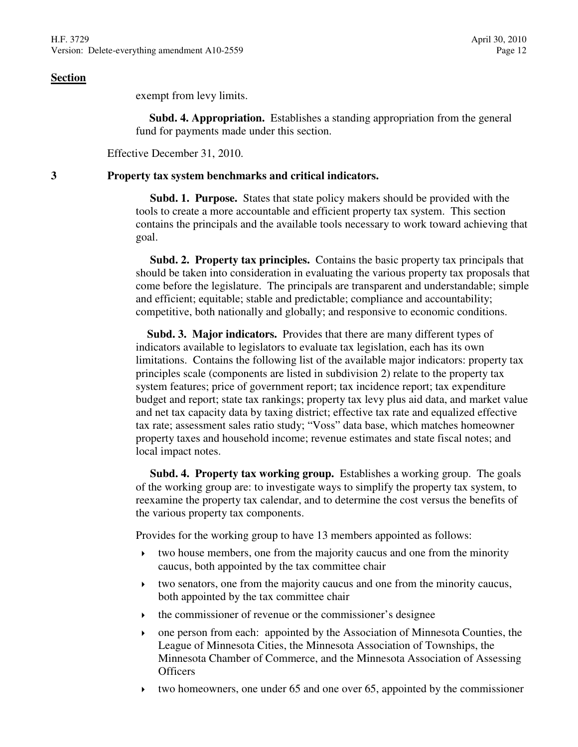**Section**

exempt from levy limits.

**Subd. 4. Appropriation.** Establishes a standing appropriation from the general fund for payments made under this section.

Effective December 31, 2010.

**3 Property tax system benchmarks and critical indicators.**

**Subd. 1. Purpose.** States that state policy makers should be provided with the tools to create a more accountable and efficient property tax system. This section contains the principals and the available tools necessary to work toward achieving that goal.

**Subd. 2. Property tax principles.** Contains the basic property tax principals that should be taken into consideration in evaluating the various property tax proposals that come before the legislature. The principals are transparent and understandable; simple and efficient; equitable; stable and predictable; compliance and accountability; competitive, both nationally and globally; and responsive to economic conditions.

**Subd. 3. Major indicators.** Provides that there are many different types of indicators available to legislators to evaluate tax legislation, each has its own limitations. Contains the following list of the available major indicators: property tax principles scale (components are listed in subdivision 2) relate to the property tax system features; price of government report; tax incidence report; tax expenditure budget and report; state tax rankings; property tax levy plus aid data, and market value and net tax capacity data by taxing district; effective tax rate and equalized effective tax rate; assessment sales ratio study; "Voss" data base, which matches homeowner property taxes and household income; revenue estimates and state fiscal notes; and local impact notes.

**Subd. 4. Property tax working group.** Establishes a working group. The goals of the working group are: to investigate ways to simplify the property tax system, to reexamine the property tax calendar, and to determine the cost versus the benefits of the various property tax components.

Provides for the working group to have 13 members appointed as follows:

- two house members, one from the majority caucus and one from the minority caucus, both appointed by the tax committee chair
- two senators, one from the majority caucus and one from the minority caucus, both appointed by the tax committee chair
- the commissioner of revenue or the commissioner's designee
- one person from each: appointed by the Association of Minnesota Counties, the League of Minnesota Cities, the Minnesota Association of Townships, the Minnesota Chamber of Commerce, and the Minnesota Association of Assessing Officers
- two homeowners, one under 65 and one over 65, appointed by the commissioner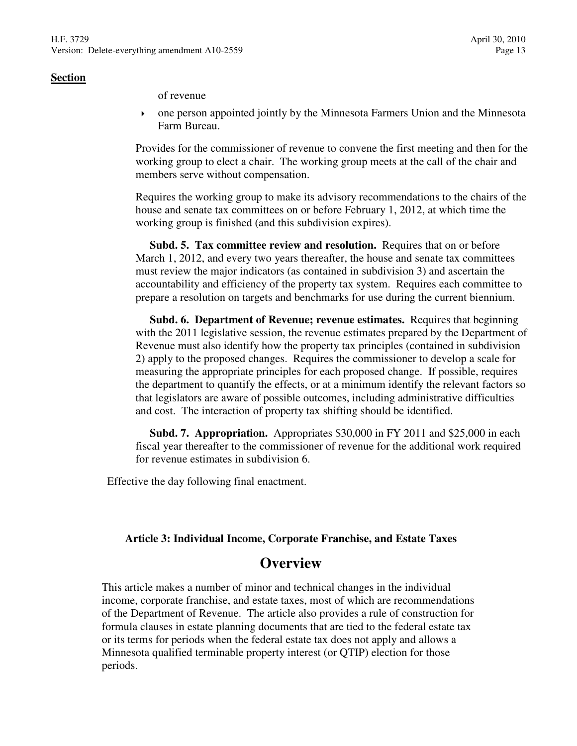**Section**

of revenue

- one person appointed jointly by the Minnesota Farmers Union and the Minnesota Farm Bureau.

Provides for the commissioner of revenue to convene the first meeting and then for the working group to elect a chair. The working group meets at the call of the chair and members serve without compensation.

Requires the working group to make its advisory recommendations to the chairs of the house and senate tax committees on or before February 1, 2012, at which time the working group is finished (and this subdivision expires).

**Subd. 5. Tax committee review and resolution.** Requires that on or before March 1, 2012, and every two years thereafter, the house and senate tax committees must review the major indicators (as contained in subdivision 3) and ascertain the accountability and efficiency of the property tax system. Requires each committee to prepare a resolution on targets and benchmarks for use during the current biennium.

**Subd. 6. Department of Revenue; revenue estimates.** Requires that beginning with the 2011 legislative session, the revenue estimates prepared by the Department of Revenue must also identify how the property tax principles (contained in subdivision 2) apply to the proposed changes. Requires the commissioner to develop a scale for measuring the appropriate principles for each proposed change. If possible, requires the department to quantify the effects, or at a minimum identify the relevant factors so that legislators are aware of possible outcomes, including administrative difficulties and cost. The interaction of property tax shifting should be identified.

**Subd. 7. Appropriation.** Appropriates $30,000 in FY 2011 and $25,000 in each fiscal year thereafter to the commissioner of revenue for the additional work required for revenue estimates in subdivision 6.

Effective the day following final enactment.

### Article 3: Individual Income, Corporate Franchise, and Estate Taxes

## Overview

This article makes a number of minor and technical changes in the individual income, corporate franchise, and estate taxes, most of which are recommendations of the Department of Revenue. The article also provides a rule of construction for formula clauses in estate planning documents that are tied to the federal estate tax or its terms for periods when the federal estate tax does not apply and allows a Minnesota qualified terminable property interest (or QTIP) election for those periods.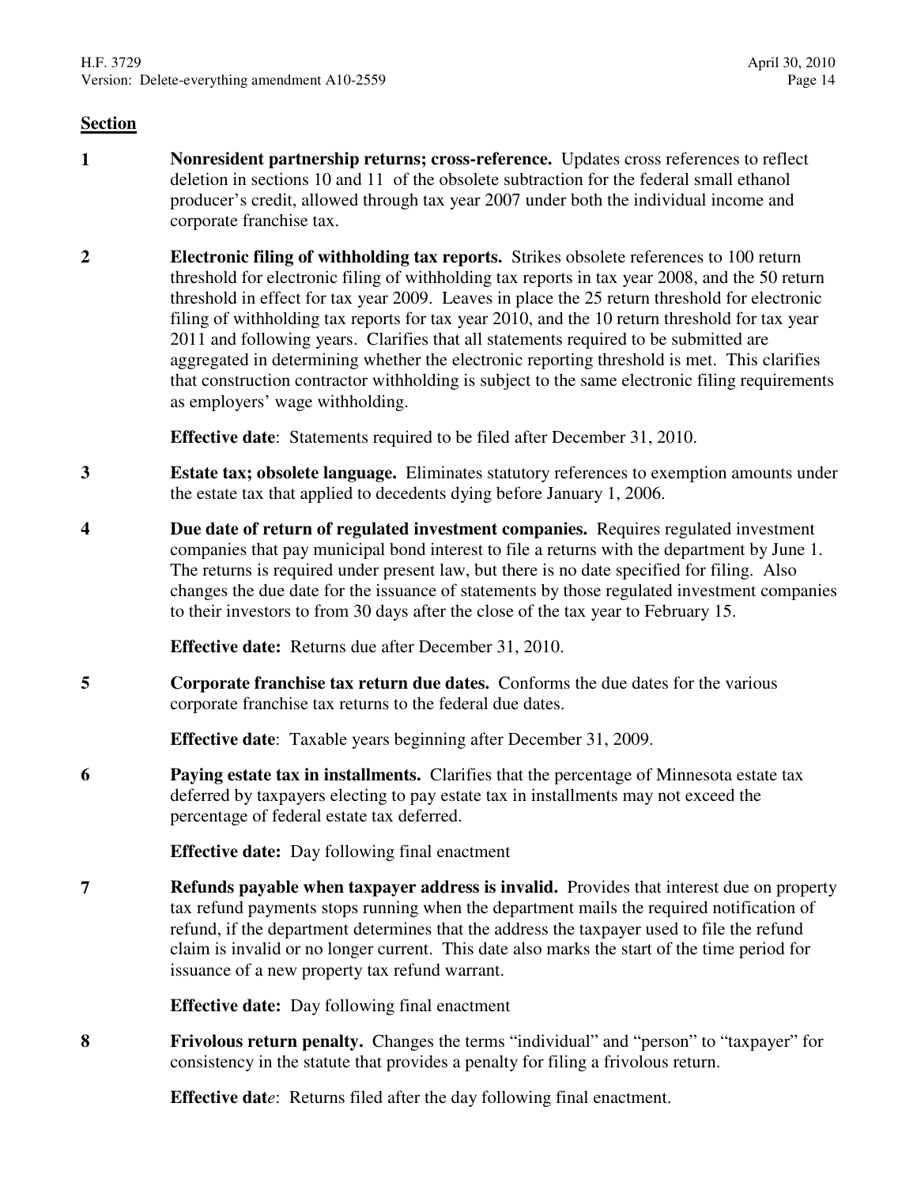**Section**

**1** **Nonresident partnership returns; cross-reference.** Updates cross references to reflect deletion in sections 10 and 11 of the obsolete subtraction for the federal small ethanol producer's credit, allowed through tax year 2007 under both the individual income and corporate franchise tax.

**2** **Electronic filing of withholding tax reports.** Strikes obsolete references to 100 return threshold for electronic filing of withholding tax reports in tax year 2008, and the 50 return threshold in effect for tax year 2009. Leaves in place the 25 return threshold for electronic filing of withholding tax reports for tax year 2010, and the 10 return threshold for tax year 2011 and following years. Clarifies that all statements required to be submitted are aggregated in determining whether the electronic reporting threshold is met. This clarifies that construction contractor withholding is subject to the same electronic filing requirements as employers' wage withholding.

**Effective date**: Statements required to be filed after December 31, 2010.

**3** **Estate tax; obsolete language.** Eliminates statutory references to exemption amounts under the estate tax that applied to decedents dying before January 1, 2006.

**4** **Due date of return of regulated investment companies.** Requires regulated investment companies that pay municipal bond interest to file a returns with the department by June 1. The returns is required under present law, but there is no date specified for filing. Also changes the due date for the issuance of statements by those regulated investment companies to their investors to from 30 days after the close of the tax year to February 15.

**Effective date:** Returns due after December 31, 2010.

**5** **Corporate franchise tax return due dates.** Conforms the due dates for the various corporate franchise tax returns to the federal due dates.

**Effective date**: Taxable years beginning after December 31, 2009.

**6** **Paying estate tax in installments.** Clarifies that the percentage of Minnesota estate tax deferred by taxpayers electing to pay estate tax in installments may not exceed the percentage of federal estate tax deferred.

**Effective date:** Day following final enactment

**7** **Refunds payable when taxpayer address is invalid.** Provides that interest due on property tax refund payments stops running when the department mails the required notification of refund, if the department determines that the address the taxpayer used to file the refund claim is invalid or no longer current. This date also marks the start of the time period for issuance of a new property tax refund warrant.

**Effective date:** Day following final enactment

**8** **Frivolous return penalty.** Changes the terms "individual" and "person" to "taxpayer" for consistency in the statute that provides a penalty for filing a frivolous return.

**Effective dat***e*: Returns filed after the day following final enactment.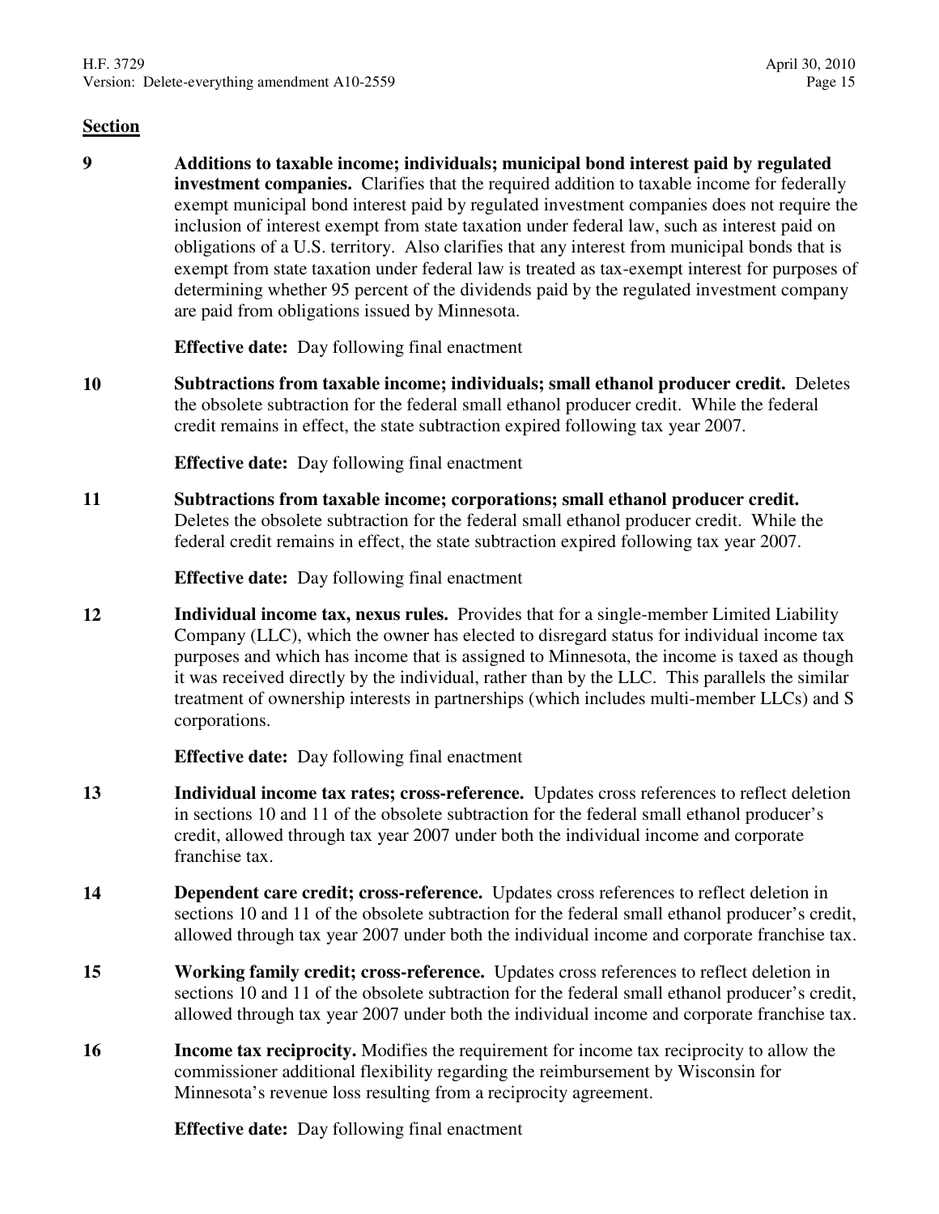**Section**

**9** **Additions to taxable income; individuals; municipal bond interest paid by regulated investment companies.** Clarifies that the required addition to taxable income for federally exempt municipal bond interest paid by regulated investment companies does not require the inclusion of interest exempt from state taxation under federal law, such as interest paid on obligations of a U.S. territory. Also clarifies that any interest from municipal bonds that is exempt from state taxation under federal law is treated as tax-exempt interest for purposes of determining whether 95 percent of the dividends paid by the regulated investment company are paid from obligations issued by Minnesota.

**Effective date:** Day following final enactment

**10** **Subtractions from taxable income; individuals; small ethanol producer credit.** Deletes the obsolete subtraction for the federal small ethanol producer credit. While the federal credit remains in effect, the state subtraction expired following tax year 2007.

**Effective date:** Day following final enactment

**11** **Subtractions from taxable income; corporations; small ethanol producer credit.** Deletes the obsolete subtraction for the federal small ethanol producer credit. While the federal credit remains in effect, the state subtraction expired following tax year 2007.

**Effective date:** Day following final enactment

**12** **Individual income tax, nexus rules.** Provides that for a single-member Limited Liability Company (LLC), which the owner has elected to disregard status for individual income tax purposes and which has income that is assigned to Minnesota, the income is taxed as though it was received directly by the individual, rather than by the LLC. This parallels the similar treatment of ownership interests in partnerships (which includes multi-member LLCs) and S corporations.

**Effective date:** Day following final enactment

**13** **Individual income tax rates; cross-reference.** Updates cross references to reflect deletion in sections 10 and 11 of the obsolete subtraction for the federal small ethanol producer's credit, allowed through tax year 2007 under both the individual income and corporate franchise tax.

**14** **Dependent care credit; cross-reference.** Updates cross references to reflect deletion in sections 10 and 11 of the obsolete subtraction for the federal small ethanol producer's credit, allowed through tax year 2007 under both the individual income and corporate franchise tax.

**15** **Working family credit; cross-reference.** Updates cross references to reflect deletion in sections 10 and 11 of the obsolete subtraction for the federal small ethanol producer's credit, allowed through tax year 2007 under both the individual income and corporate franchise tax.

**16** **Income tax reciprocity.** Modifies the requirement for income tax reciprocity to allow the commissioner additional flexibility regarding the reimbursement by Wisconsin for Minnesota's revenue loss resulting from a reciprocity agreement.

**Effective date:** Day following final enactment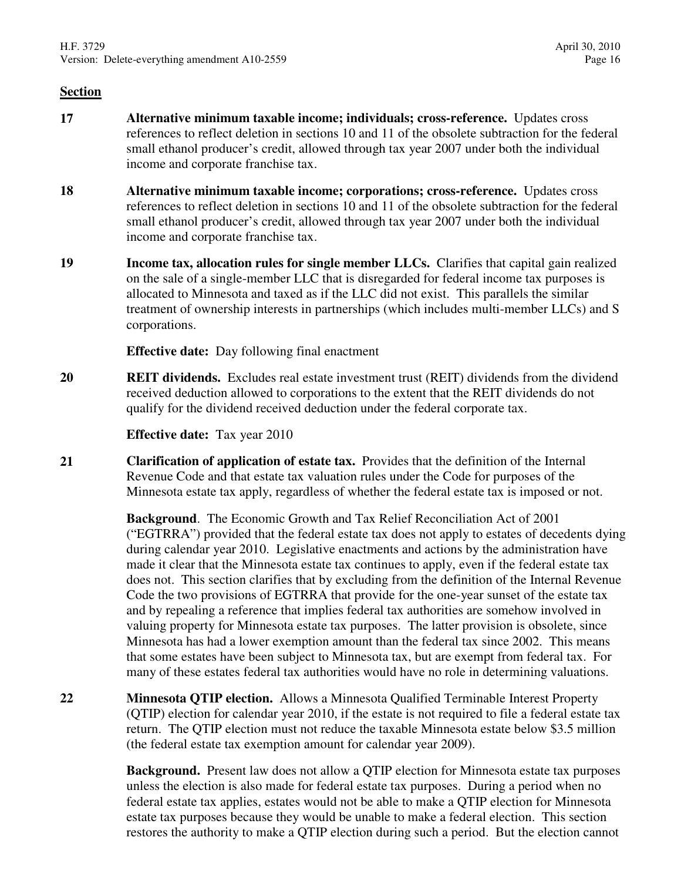**Section**

**17** **Alternative minimum taxable income; individuals; cross-reference.** Updates cross references to reflect deletion in sections 10 and 11 of the obsolete subtraction for the federal small ethanol producer's credit, allowed through tax year 2007 under both the individual income and corporate franchise tax.

**18** **Alternative minimum taxable income; corporations; cross-reference.** Updates cross references to reflect deletion in sections 10 and 11 of the obsolete subtraction for the federal small ethanol producer's credit, allowed through tax year 2007 under both the individual income and corporate franchise tax.

**19** **Income tax, allocation rules for single member LLCs.** Clarifies that capital gain realized on the sale of a single-member LLC that is disregarded for federal income tax purposes is allocated to Minnesota and taxed as if the LLC did not exist. This parallels the similar treatment of ownership interests in partnerships (which includes multi-member LLCs) and S corporations.

**Effective date:** Day following final enactment

**20** **REIT dividends.** Excludes real estate investment trust (REIT) dividends from the dividend received deduction allowed to corporations to the extent that the REIT dividends do not qualify for the dividend received deduction under the federal corporate tax.

**Effective date:** Tax year 2010

**21** **Clarification of application of estate tax.** Provides that the definition of the Internal Revenue Code and that estate tax valuation rules under the Code for purposes of the Minnesota estate tax apply, regardless of whether the federal estate tax is imposed or not.

**Background**. The Economic Growth and Tax Relief Reconciliation Act of 2001 ("EGTRRA") provided that the federal estate tax does not apply to estates of decedents dying during calendar year 2010. Legislative enactments and actions by the administration have made it clear that the Minnesota estate tax continues to apply, even if the federal estate tax does not. This section clarifies that by excluding from the definition of the Internal Revenue Code the two provisions of EGTRRA that provide for the one-year sunset of the estate tax and by repealing a reference that implies federal tax authorities are somehow involved in valuing property for Minnesota estate tax purposes. The latter provision is obsolete, since Minnesota has had a lower exemption amount than the federal tax since 2002. This means that some estates have been subject to Minnesota tax, but are exempt from federal tax. For many of these estates federal tax authorities would have no role in determining valuations.

**22** **Minnesota QTIP election.** Allows a Minnesota Qualified Terminable Interest Property (QTIP) election for calendar year 2010, if the estate is not required to file a federal estate tax return. The QTIP election must not reduce the taxable Minnesota estate below $3.5 million (the federal estate tax exemption amount for calendar year 2009).

**Background.** Present law does not allow a QTIP election for Minnesota estate tax purposes unless the election is also made for federal estate tax purposes. During a period when no federal estate tax applies, estates would not be able to make a QTIP election for Minnesota estate tax purposes because they would be unable to make a federal election. This section restores the authority to make a QTIP election during such a period. But the election cannot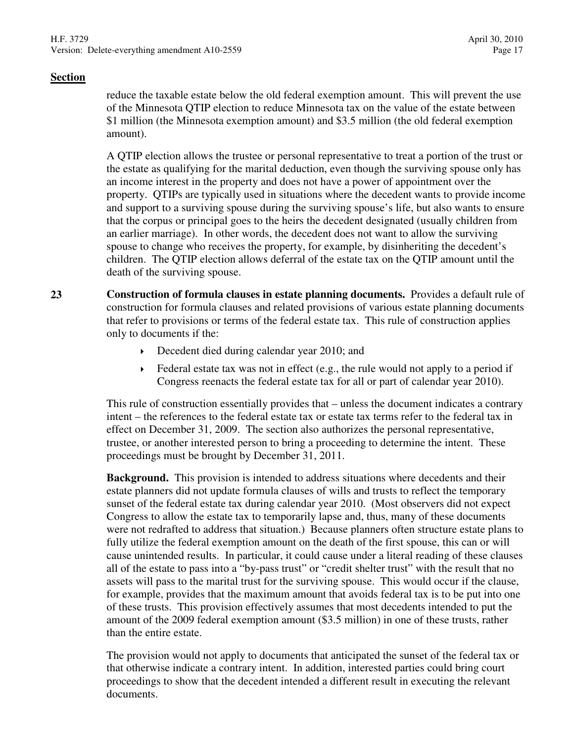## Section

reduce the taxable estate below the old federal exemption amount. This will prevent the use of the Minnesota QTIP election to reduce Minnesota tax on the value of the estate between \$1 million (the Minnesota exemption amount) and \$3.5 million (the old federal exemption amount).

A QTIP election allows the trustee or personal representative to treat a portion of the trust or the estate as qualifying for the marital deduction, even though the surviving spouse only has an income interest in the property and does not have a power of appointment over the property. QTIPs are typically used in situations where the decedent wants to provide income and support to a surviving spouse during the surviving spouse's life, but also wants to ensure that the corpus or principal goes to the heirs the decedent designated (usually children from an earlier marriage). In other words, the decedent does not want to allow the surviving spouse to change who receives the property, for example, by disinheriting the decedent's children. The QTIP election allows deferral of the estate tax on the QTIP amount until the death of the surviving spouse.

**23** **Construction of formula clauses in estate planning documents.** Provides a default rule of construction for formula clauses and related provisions of various estate planning documents that refer to provisions or terms of the federal estate tax. This rule of construction applies only to documents if the:

- Decedent died during calendar year 2010; and
- Federal estate tax was not in effect (e.g., the rule would not apply to a period if Congress reenacts the federal estate tax for all or part of calendar year 2010).

This rule of construction essentially provides that – unless the document indicates a contrary intent – the references to the federal estate tax or estate tax terms refer to the federal tax in effect on December 31, 2009. The section also authorizes the personal representative, trustee, or another interested person to bring a proceeding to determine the intent. These proceedings must be brought by December 31, 2011.

**Background.** This provision is intended to address situations where decedents and their estate planners did not update formula clauses of wills and trusts to reflect the temporary sunset of the federal estate tax during calendar year 2010. (Most observers did not expect Congress to allow the estate tax to temporarily lapse and, thus, many of these documents were not redrafted to address that situation.) Because planners often structure estate plans to fully utilize the federal exemption amount on the death of the first spouse, this can or will cause unintended results. In particular, it could cause under a literal reading of these clauses all of the estate to pass into a "by-pass trust" or "credit shelter trust" with the result that no assets will pass to the marital trust for the surviving spouse. This would occur if the clause, for example, provides that the maximum amount that avoids federal tax is to be put into one of these trusts. This provision effectively assumes that most decedents intended to put the amount of the 2009 federal exemption amount (\$3.5 million) in one of these trusts, rather than the entire estate.

The provision would not apply to documents that anticipated the sunset of the federal tax or that otherwise indicate a contrary intent. In addition, interested parties could bring court proceedings to show that the decedent intended a different result in executing the relevant documents.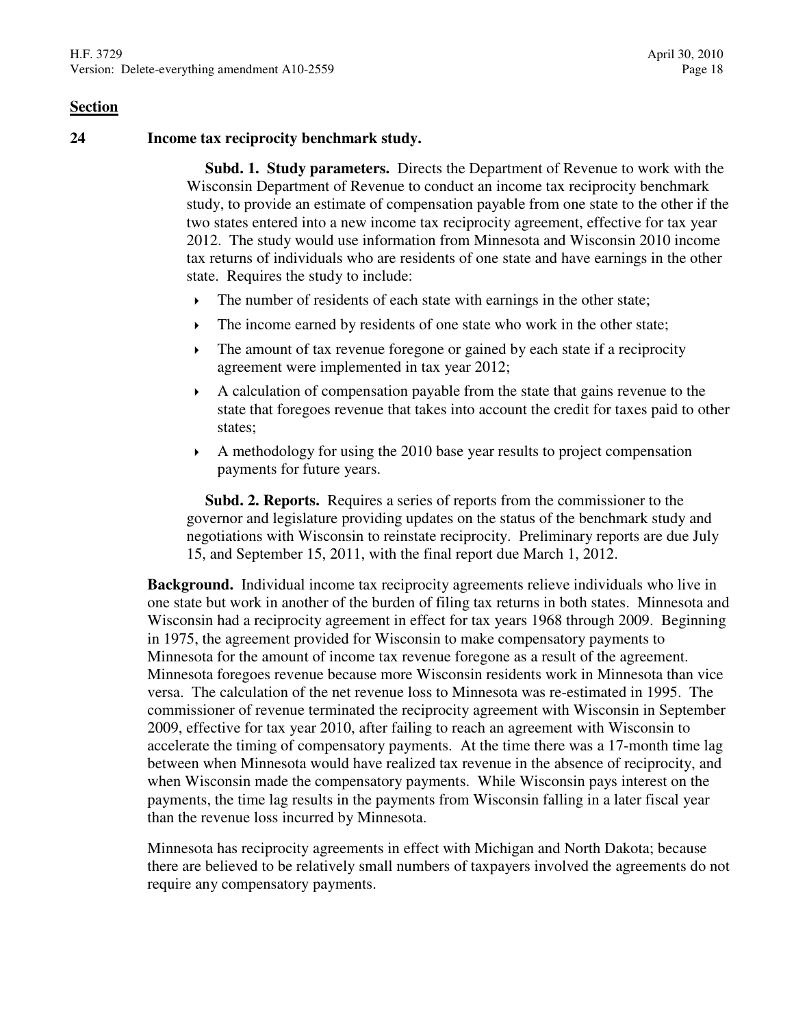**Section**

**24 Income tax reciprocity benchmark study.**

**Subd. 1. Study parameters.** Directs the Department of Revenue to work with the Wisconsin Department of Revenue to conduct an income tax reciprocity benchmark study, to provide an estimate of compensation payable from one state to the other if the two states entered into a new income tax reciprocity agreement, effective for tax year 2012. The study would use information from Minnesota and Wisconsin 2010 income tax returns of individuals who are residents of one state and have earnings in the other state. Requires the study to include:

- The number of residents of each state with earnings in the other state;
- The income earned by residents of one state who work in the other state;
- The amount of tax revenue foregone or gained by each state if a reciprocity agreement were implemented in tax year 2012;
- A calculation of compensation payable from the state that gains revenue to the state that foregoes revenue that takes into account the credit for taxes paid to other states;
- A methodology for using the 2010 base year results to project compensation payments for future years.

**Subd. 2. Reports.** Requires a series of reports from the commissioner to the governor and legislature providing updates on the status of the benchmark study and negotiations with Wisconsin to reinstate reciprocity. Preliminary reports are due July 15, and September 15, 2011, with the final report due March 1, 2012.

**Background.** Individual income tax reciprocity agreements relieve individuals who live in one state but work in another of the burden of filing tax returns in both states. Minnesota and Wisconsin had a reciprocity agreement in effect for tax years 1968 through 2009. Beginning in 1975, the agreement provided for Wisconsin to make compensatory payments to Minnesota for the amount of income tax revenue foregone as a result of the agreement. Minnesota foregoes revenue because more Wisconsin residents work in Minnesota than vice versa. The calculation of the net revenue loss to Minnesota was re-estimated in 1995. The commissioner of revenue terminated the reciprocity agreement with Wisconsin in September 2009, effective for tax year 2010, after failing to reach an agreement with Wisconsin to accelerate the timing of compensatory payments. At the time there was a 17-month time lag between when Minnesota would have realized tax revenue in the absence of reciprocity, and when Wisconsin made the compensatory payments. While Wisconsin pays interest on the payments, the time lag results in the payments from Wisconsin falling in a later fiscal year than the revenue loss incurred by Minnesota.

Minnesota has reciprocity agreements in effect with Michigan and North Dakota; because there are believed to be relatively small numbers of taxpayers involved the agreements do not require any compensatory payments.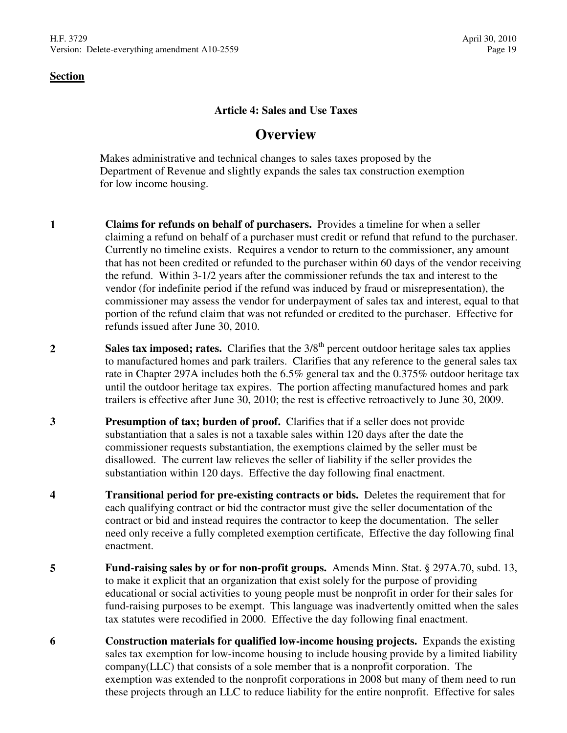**Section**

### Article 4: Sales and Use Taxes

## Overview

Makes administrative and technical changes to sales taxes proposed by the Department of Revenue and slightly expands the sales tax construction exemption for low income housing.

**1** **Claims for refunds on behalf of purchasers.** Provides a timeline for when a seller claiming a refund on behalf of a purchaser must credit or refund that refund to the purchaser. Currently no timeline exists. Requires a vendor to return to the commissioner, any amount that has not been credited or refunded to the purchaser within 60 days of the vendor receiving the refund. Within 3-1/2 years after the commissioner refunds the tax and interest to the vendor (for indefinite period if the refund was induced by fraud or misrepresentation), the commissioner may assess the vendor for underpayment of sales tax and interest, equal to that portion of the refund claim that was not refunded or credited to the purchaser. Effective for refunds issued after June 30, 2010.

**2** **Sales tax imposed; rates.** Clarifies that the 3/8th percent outdoor heritage sales tax applies to manufactured homes and park trailers. Clarifies that any reference to the general sales tax rate in Chapter 297A includes both the 6.5% general tax and the 0.375% outdoor heritage tax until the outdoor heritage tax expires. The portion affecting manufactured homes and park trailers is effective after June 30, 2010; the rest is effective retroactively to June 30, 2009.

**3** **Presumption of tax; burden of proof.** Clarifies that if a seller does not provide substantiation that a sales is not a taxable sales within 120 days after the date the commissioner requests substantiation, the exemptions claimed by the seller must be disallowed. The current law relieves the seller of liability if the seller provides the substantiation within 120 days. Effective the day following final enactment.

**4** **Transitional period for pre-existing contracts or bids.** Deletes the requirement that for each qualifying contract or bid the contractor must give the seller documentation of the contract or bid and instead requires the contractor to keep the documentation. The seller need only receive a fully completed exemption certificate, Effective the day following final enactment.

**5** **Fund-raising sales by or for non-profit groups.** Amends Minn. Stat. § 297A.70, subd. 13, to make it explicit that an organization that exist solely for the purpose of providing educational or social activities to young people must be nonprofit in order for their sales for fund-raising purposes to be exempt. This language was inadvertently omitted when the sales tax statutes were recodified in 2000. Effective the day following final enactment.

**6** **Construction materials for qualified low-income housing projects.** Expands the existing sales tax exemption for low-income housing to include housing provide by a limited liability company(LLC) that consists of a sole member that is a nonprofit corporation. The exemption was extended to the nonprofit corporations in 2008 but many of them need to run these projects through an LLC to reduce liability for the entire nonprofit. Effective for sales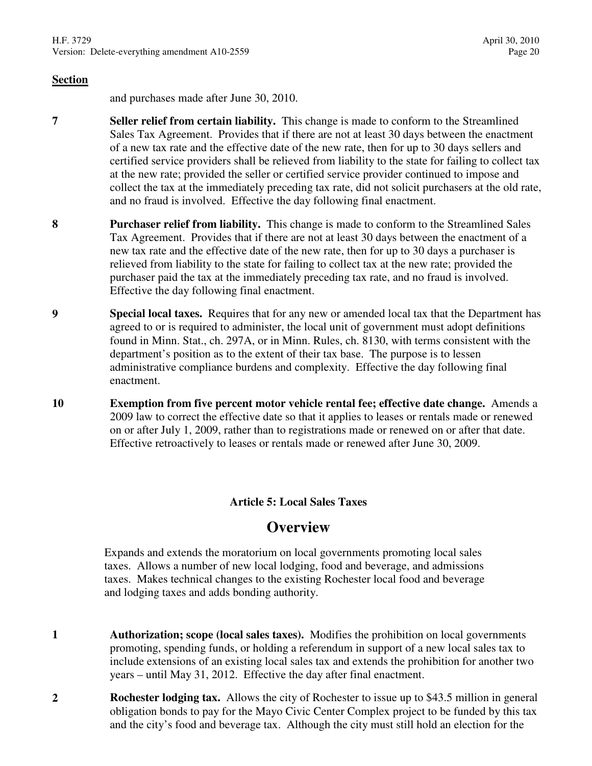**Section**

and purchases made after June 30, 2010.

**7** **Seller relief from certain liability.** This change is made to conform to the Streamlined Sales Tax Agreement. Provides that if there are not at least 30 days between the enactment of a new tax rate and the effective date of the new rate, then for up to 30 days sellers and certified service providers shall be relieved from liability to the state for failing to collect tax at the new rate; provided the seller or certified service provider continued to impose and collect the tax at the immediately preceding tax rate, did not solicit purchasers at the old rate, and no fraud is involved. Effective the day following final enactment.

**8** **Purchaser relief from liability.** This change is made to conform to the Streamlined Sales Tax Agreement. Provides that if there are not at least 30 days between the enactment of a new tax rate and the effective date of the new rate, then for up to 30 days a purchaser is relieved from liability to the state for failing to collect tax at the new rate; provided the purchaser paid the tax at the immediately preceding tax rate, and no fraud is involved. Effective the day following final enactment.

**9** **Special local taxes.** Requires that for any new or amended local tax that the Department has agreed to or is required to administer, the local unit of government must adopt definitions found in Minn. Stat., ch. 297A, or in Minn. Rules, ch. 8130, with terms consistent with the department's position as to the extent of their tax base. The purpose is to lessen administrative compliance burdens and complexity. Effective the day following final enactment.

**10** **Exemption from five percent motor vehicle rental fee; effective date change.** Amends a 2009 law to correct the effective date so that it applies to leases or rentals made or renewed on or after July 1, 2009, rather than to registrations made or renewed on or after that date. Effective retroactively to leases or rentals made or renewed after June 30, 2009.

### Article 5: Local Sales Taxes

## Overview

Expands and extends the moratorium on local governments promoting local sales taxes. Allows a number of new local lodging, food and beverage, and admissions taxes. Makes technical changes to the existing Rochester local food and beverage and lodging taxes and adds bonding authority.

**1** **Authorization; scope (local sales taxes).** Modifies the prohibition on local governments promoting, spending funds, or holding a referendum in support of a new local sales tax to include extensions of an existing local sales tax and extends the prohibition for another two years – until May 31, 2012. Effective the day after final enactment.

**2** **Rochester lodging tax.** Allows the city of Rochester to issue up to $43.5 million in general obligation bonds to pay for the Mayo Civic Center Complex project to be funded by this tax and the city's food and beverage tax. Although the city must still hold an election for the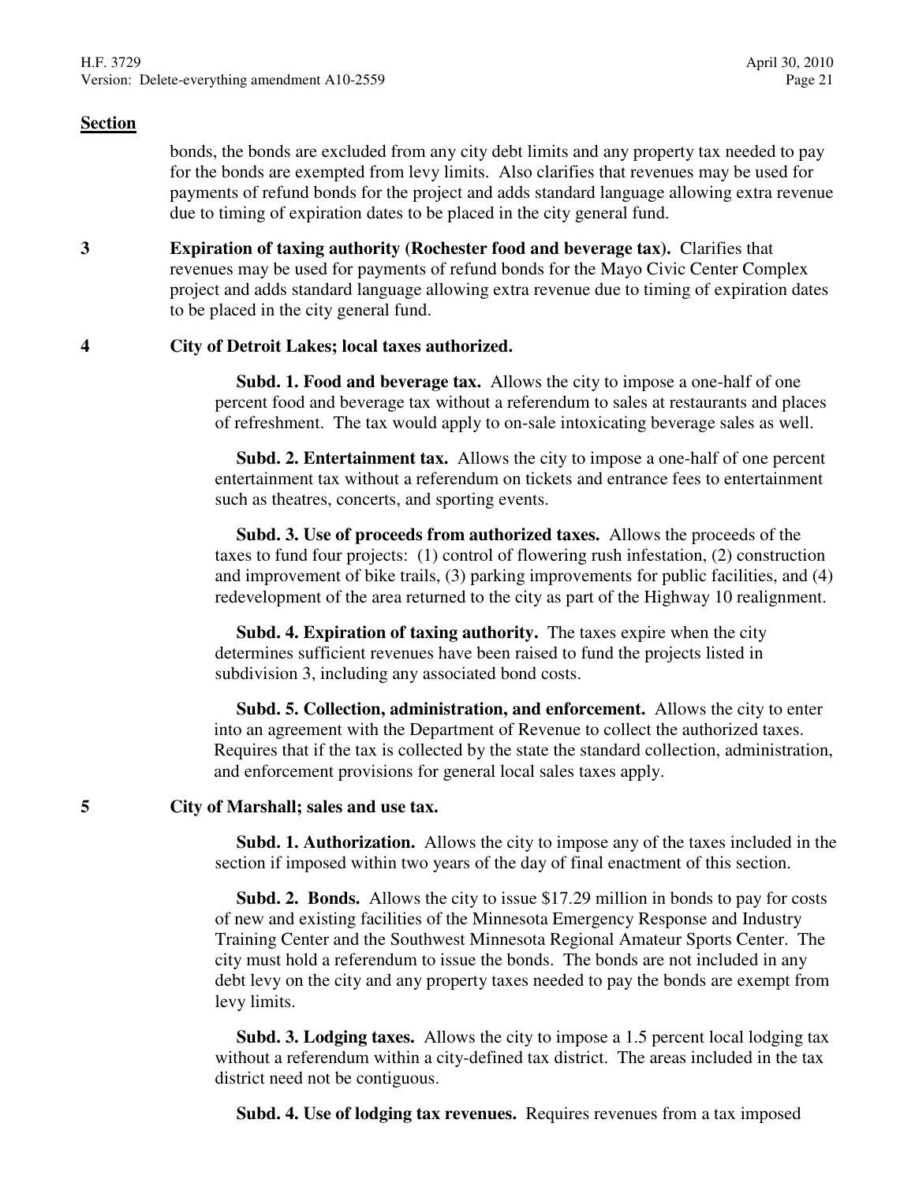**Section**

bonds, the bonds are excluded from any city debt limits and any property tax needed to pay for the bonds are exempted from levy limits. Also clarifies that revenues may be used for payments of refund bonds for the project and adds standard language allowing extra revenue due to timing of expiration dates to be placed in the city general fund.

**3** **Expiration of taxing authority (Rochester food and beverage tax).** Clarifies that revenues may be used for payments of refund bonds for the Mayo Civic Center Complex project and adds standard language allowing extra revenue due to timing of expiration dates to be placed in the city general fund.

**4** **City of Detroit Lakes; local taxes authorized.**

**Subd. 1. Food and beverage tax.** Allows the city to impose a one-half of one percent food and beverage tax without a referendum to sales at restaurants and places of refreshment. The tax would apply to on-sale intoxicating beverage sales as well.

**Subd. 2. Entertainment tax.** Allows the city to impose a one-half of one percent entertainment tax without a referendum on tickets and entrance fees to entertainment such as theatres, concerts, and sporting events.

**Subd. 3. Use of proceeds from authorized taxes.** Allows the proceeds of the taxes to fund four projects: (1) control of flowering rush infestation, (2) construction and improvement of bike trails, (3) parking improvements for public facilities, and (4) redevelopment of the area returned to the city as part of the Highway 10 realignment.

**Subd. 4. Expiration of taxing authority.** The taxes expire when the city determines sufficient revenues have been raised to fund the projects listed in subdivision 3, including any associated bond costs.

**Subd. 5. Collection, administration, and enforcement.** Allows the city to enter into an agreement with the Department of Revenue to collect the authorized taxes. Requires that if the tax is collected by the state the standard collection, administration, and enforcement provisions for general local sales taxes apply.

**5** **City of Marshall; sales and use tax.**

**Subd. 1. Authorization.** Allows the city to impose any of the taxes included in the section if imposed within two years of the day of final enactment of this section.

**Subd. 2. Bonds.** Allows the city to issue $17.29 million in bonds to pay for costs of new and existing facilities of the Minnesota Emergency Response and Industry Training Center and the Southwest Minnesota Regional Amateur Sports Center. The city must hold a referendum to issue the bonds. The bonds are not included in any debt levy on the city and any property taxes needed to pay the bonds are exempt from levy limits.

**Subd. 3. Lodging taxes.** Allows the city to impose a 1.5 percent local lodging tax without a referendum within a city-defined tax district. The areas included in the tax district need not be contiguous.

**Subd. 4. Use of lodging tax revenues.** Requires revenues from a tax imposed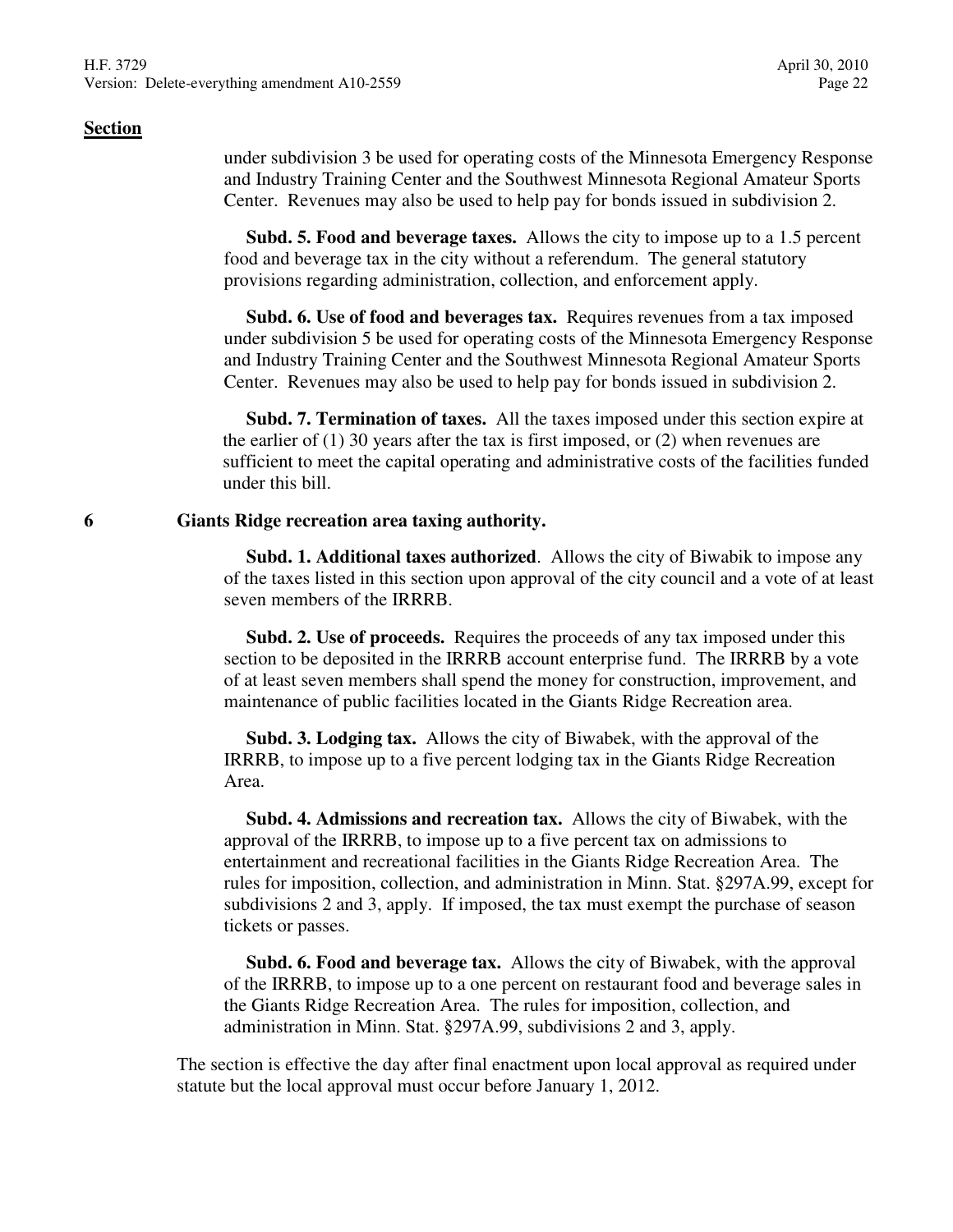**Section**

under subdivision 3 be used for operating costs of the Minnesota Emergency Response and Industry Training Center and the Southwest Minnesota Regional Amateur Sports Center. Revenues may also be used to help pay for bonds issued in subdivision 2.

**Subd. 5. Food and beverage taxes.** Allows the city to impose up to a 1.5 percent food and beverage tax in the city without a referendum. The general statutory provisions regarding administration, collection, and enforcement apply.

**Subd. 6. Use of food and beverages tax.** Requires revenues from a tax imposed under subdivision 5 be used for operating costs of the Minnesota Emergency Response and Industry Training Center and the Southwest Minnesota Regional Amateur Sports Center. Revenues may also be used to help pay for bonds issued in subdivision 2.

**Subd. 7. Termination of taxes.** All the taxes imposed under this section expire at the earlier of (1) 30 years after the tax is first imposed, or (2) when revenues are sufficient to meet the capital operating and administrative costs of the facilities funded under this bill.

**6 Giants Ridge recreation area taxing authority.**

**Subd. 1. Additional taxes authorized**. Allows the city of Biwabik to impose any of the taxes listed in this section upon approval of the city council and a vote of at least seven members of the IRRRB.

**Subd. 2. Use of proceeds.** Requires the proceeds of any tax imposed under this section to be deposited in the IRRRB account enterprise fund. The IRRRB by a vote of at least seven members shall spend the money for construction, improvement, and maintenance of public facilities located in the Giants Ridge Recreation area.

**Subd. 3. Lodging tax.** Allows the city of Biwabek, with the approval of the IRRRB, to impose up to a five percent lodging tax in the Giants Ridge Recreation Area.

**Subd. 4. Admissions and recreation tax.** Allows the city of Biwabek, with the approval of the IRRRB, to impose up to a five percent tax on admissions to entertainment and recreational facilities in the Giants Ridge Recreation Area. The rules for imposition, collection, and administration in Minn. Stat. §297A.99, except for subdivisions 2 and 3, apply. If imposed, the tax must exempt the purchase of season tickets or passes.

**Subd. 6. Food and beverage tax.** Allows the city of Biwabek, with the approval of the IRRRB, to impose up to a one percent on restaurant food and beverage sales in the Giants Ridge Recreation Area. The rules for imposition, collection, and administration in Minn. Stat. §297A.99, subdivisions 2 and 3, apply.

The section is effective the day after final enactment upon local approval as required under statute but the local approval must occur before January 1, 2012.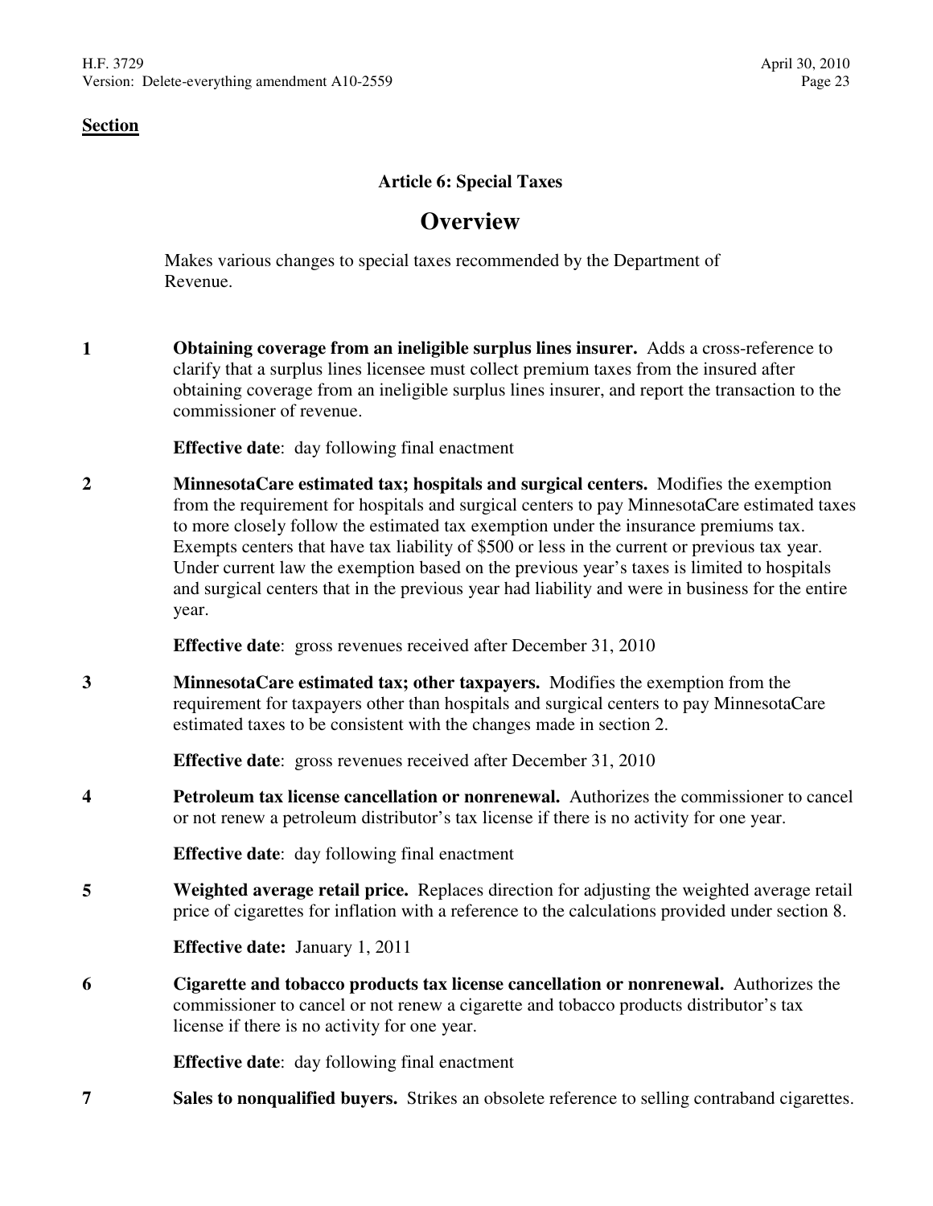**Section**

### Article 6: Special Taxes

## Overview

Makes various changes to special taxes recommended by the Department of Revenue.

**1** **Obtaining coverage from an ineligible surplus lines insurer.** Adds a cross-reference to clarify that a surplus lines licensee must collect premium taxes from the insured after obtaining coverage from an ineligible surplus lines insurer, and report the transaction to the commissioner of revenue.

**Effective date**: day following final enactment

**2** **MinnesotaCare estimated tax; hospitals and surgical centers.** Modifies the exemption from the requirement for hospitals and surgical centers to pay MinnesotaCare estimated taxes to more closely follow the estimated tax exemption under the insurance premiums tax. Exempts centers that have tax liability of $500 or less in the current or previous tax year. Under current law the exemption based on the previous year's taxes is limited to hospitals and surgical centers that in the previous year had liability and were in business for the entire year.

**Effective date**: gross revenues received after December 31, 2010

**3** **MinnesotaCare estimated tax; other taxpayers.** Modifies the exemption from the requirement for taxpayers other than hospitals and surgical centers to pay MinnesotaCare estimated taxes to be consistent with the changes made in section 2.

**Effective date**: gross revenues received after December 31, 2010

**4** **Petroleum tax license cancellation or nonrenewal.** Authorizes the commissioner to cancel or not renew a petroleum distributor's tax license if there is no activity for one year.

**Effective date**: day following final enactment

**5** **Weighted average retail price.** Replaces direction for adjusting the weighted average retail price of cigarettes for inflation with a reference to the calculations provided under section 8.

**Effective date:** January 1, 2011

**6** **Cigarette and tobacco products tax license cancellation or nonrenewal.** Authorizes the commissioner to cancel or not renew a cigarette and tobacco products distributor's tax license if there is no activity for one year.

**Effective date**: day following final enactment

**7** **Sales to nonqualified buyers.** Strikes an obsolete reference to selling contraband cigarettes.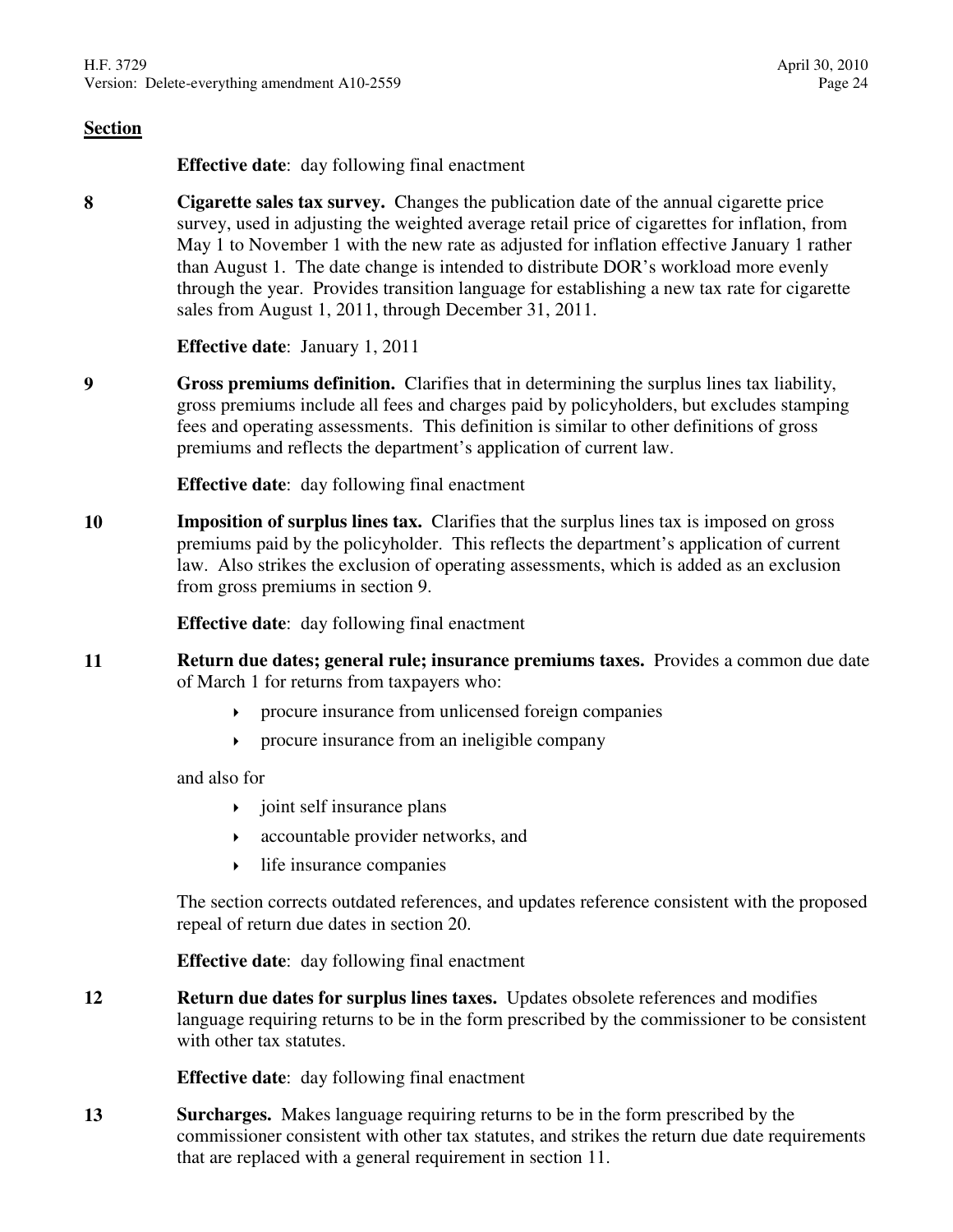## Section

**Effective date**: day following final enactment

**8** **Cigarette sales tax survey.** Changes the publication date of the annual cigarette price survey, used in adjusting the weighted average retail price of cigarettes for inflation, from May 1 to November 1 with the new rate as adjusted for inflation effective January 1 rather than August 1. The date change is intended to distribute DOR's workload more evenly through the year. Provides transition language for establishing a new tax rate for cigarette sales from August 1, 2011, through December 31, 2011.

**Effective date**: January 1, 2011

**9** **Gross premiums definition.** Clarifies that in determining the surplus lines tax liability, gross premiums include all fees and charges paid by policyholders, but excludes stamping fees and operating assessments. This definition is similar to other definitions of gross premiums and reflects the department's application of current law.

**Effective date**: day following final enactment

**10** **Imposition of surplus lines tax.** Clarifies that the surplus lines tax is imposed on gross premiums paid by the policyholder. This reflects the department's application of current law. Also strikes the exclusion of operating assessments, which is added as an exclusion from gross premiums in section 9.

**Effective date**: day following final enactment

**11** **Return due dates; general rule; insurance premiums taxes.** Provides a common due date of March 1 for returns from taxpayers who:

- procure insurance from unlicensed foreign companies
- procure insurance from an ineligible company

and also for

- joint self insurance plans
- accountable provider networks, and
- life insurance companies

The section corrects outdated references, and updates reference consistent with the proposed repeal of return due dates in section 20.

**Effective date**: day following final enactment

**12** **Return due dates for surplus lines taxes.** Updates obsolete references and modifies language requiring returns to be in the form prescribed by the commissioner to be consistent with other tax statutes.

**Effective date**: day following final enactment

**13** **Surcharges.** Makes language requiring returns to be in the form prescribed by the commissioner consistent with other tax statutes, and strikes the return due date requirements that are replaced with a general requirement in section 11.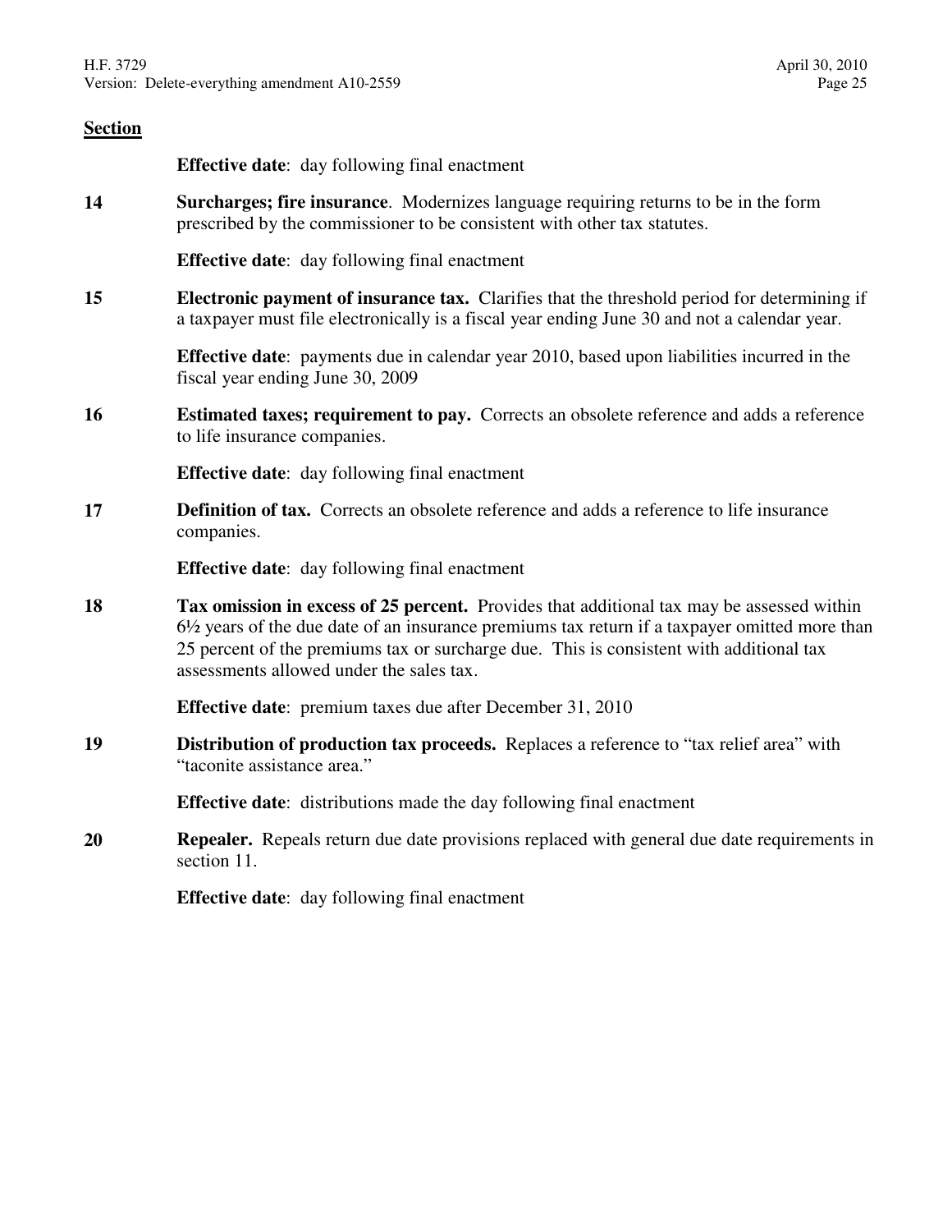**Section**

**Effective date**: day following final enactment

**14** **Surcharges; fire insurance**. Modernizes language requiring returns to be in the form prescribed by the commissioner to be consistent with other tax statutes.

**Effective date**: day following final enactment

**15** **Electronic payment of insurance tax.** Clarifies that the threshold period for determining if a taxpayer must file electronically is a fiscal year ending June 30 and not a calendar year.

**Effective date**: payments due in calendar year 2010, based upon liabilities incurred in the fiscal year ending June 30, 2009

**16** **Estimated taxes; requirement to pay.** Corrects an obsolete reference and adds a reference to life insurance companies.

**Effective date**: day following final enactment

**17** **Definition of tax.** Corrects an obsolete reference and adds a reference to life insurance companies.

**Effective date**: day following final enactment

**18** **Tax omission in excess of 25 percent.** Provides that additional tax may be assessed within 6½ years of the due date of an insurance premiums tax return if a taxpayer omitted more than 25 percent of the premiums tax or surcharge due. This is consistent with additional tax assessments allowed under the sales tax.

**Effective date**: premium taxes due after December 31, 2010

**19** **Distribution of production tax proceeds.** Replaces a reference to "tax relief area" with "taconite assistance area."

**Effective date**: distributions made the day following final enactment

**20** **Repealer.** Repeals return due date provisions replaced with general due date requirements in section 11.

**Effective date**: day following final enactment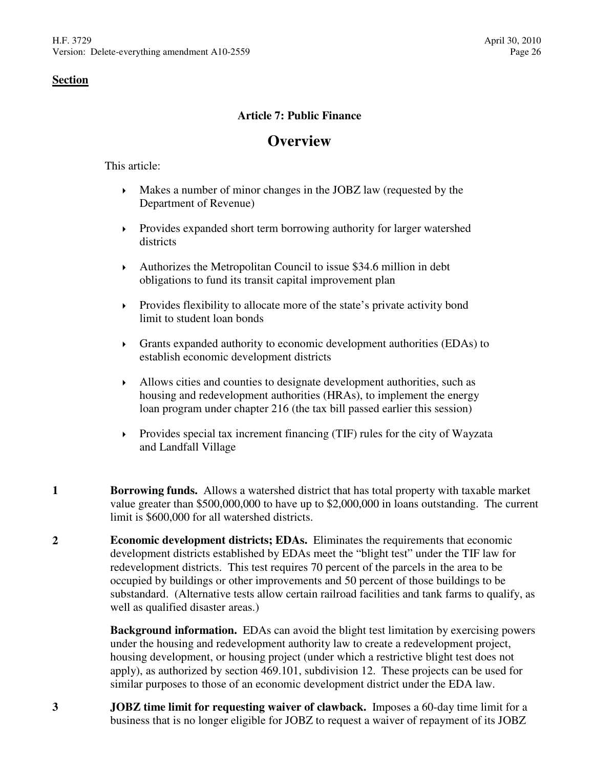**Section**

## Article 7: Public Finance

# Overview

This article:

- Makes a number of minor changes in the JOBZ law (requested by the Department of Revenue)
- Provides expanded short term borrowing authority for larger watershed districts
- Authorizes the Metropolitan Council to issue $34.6 million in debt obligations to fund its transit capital improvement plan
- Provides flexibility to allocate more of the state's private activity bond limit to student loan bonds
- Grants expanded authority to economic development authorities (EDAs) to establish economic development districts
- Allows cities and counties to designate development authorities, such as housing and redevelopment authorities (HRAs), to implement the energy loan program under chapter 216 (the tax bill passed earlier this session)
- Provides special tax increment financing (TIF) rules for the city of Wayzata and Landfall Village

**1** **Borrowing funds.** Allows a watershed district that has total property with taxable market value greater than $500,000,000 to have up to $2,000,000 in loans outstanding. The current limit is $600,000 for all watershed districts.

**2** **Economic development districts; EDAs.** Eliminates the requirements that economic development districts established by EDAs meet the "blight test" under the TIF law for redevelopment districts. This test requires 70 percent of the parcels in the area to be occupied by buildings or other improvements and 50 percent of those buildings to be substandard. (Alternative tests allow certain railroad facilities and tank farms to qualify, as well as qualified disaster areas.)

**Background information.** EDAs can avoid the blight test limitation by exercising powers under the housing and redevelopment authority law to create a redevelopment project, housing development, or housing project (under which a restrictive blight test does not apply), as authorized by section 469.101, subdivision 12. These projects can be used for similar purposes to those of an economic development district under the EDA law.

**3** **JOBZ time limit for requesting waiver of clawback.** Imposes a 60-day time limit for a business that is no longer eligible for JOBZ to request a waiver of repayment of its JOBZ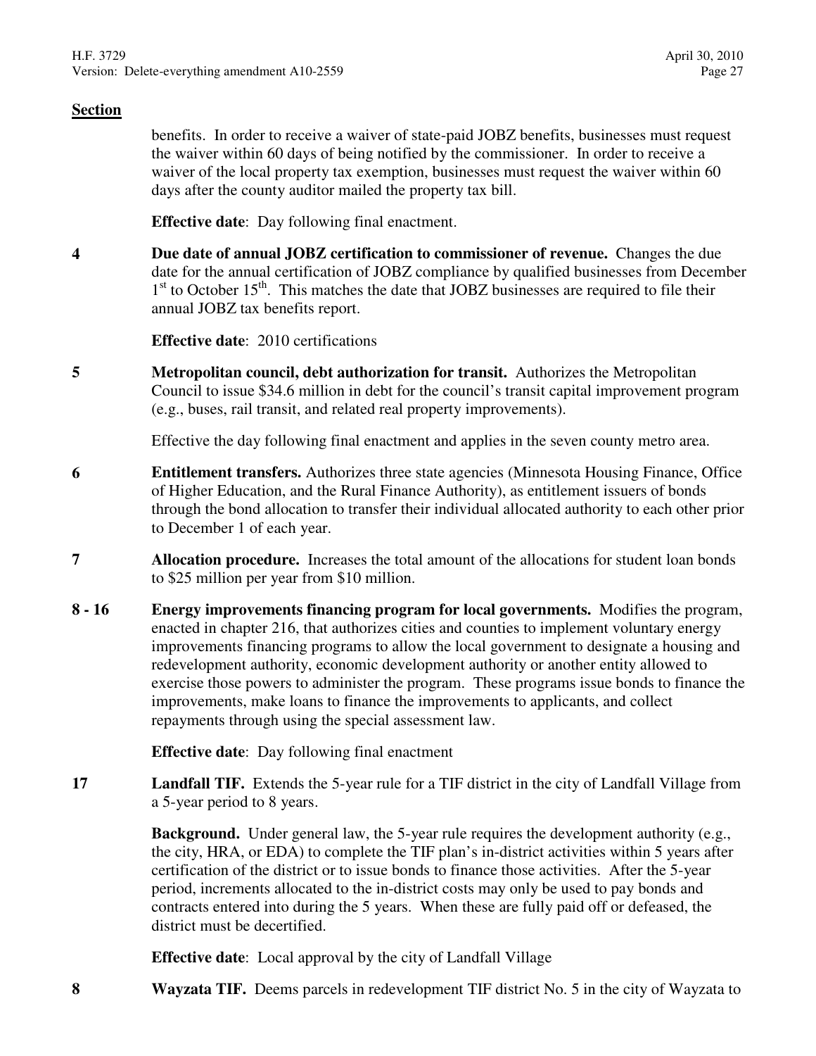**Section**

benefits. In order to receive a waiver of state-paid JOBZ benefits, businesses must request the waiver within 60 days of being notified by the commissioner. In order to receive a waiver of the local property tax exemption, businesses must request the waiver within 60 days after the county auditor mailed the property tax bill.

**Effective date**: Day following final enactment.

**4** **Due date of annual JOBZ certification to commissioner of revenue.** Changes the due date for the annual certification of JOBZ compliance by qualified businesses from December 1st to October 15th. This matches the date that JOBZ businesses are required to file their annual JOBZ tax benefits report.

**Effective date**: 2010 certifications

**5** **Metropolitan council, debt authorization for transit.** Authorizes the Metropolitan Council to issue $34.6 million in debt for the council's transit capital improvement program (e.g., buses, rail transit, and related real property improvements).

Effective the day following final enactment and applies in the seven county metro area.

**6** **Entitlement transfers.** Authorizes three state agencies (Minnesota Housing Finance, Office of Higher Education, and the Rural Finance Authority), as entitlement issuers of bonds through the bond allocation to transfer their individual allocated authority to each other prior to December 1 of each year.

**7** **Allocation procedure.** Increases the total amount of the allocations for student loan bonds to $25 million per year from $10 million.

**8 - 16** **Energy improvements financing program for local governments.** Modifies the program, enacted in chapter 216, that authorizes cities and counties to implement voluntary energy improvements financing programs to allow the local government to designate a housing and redevelopment authority, economic development authority or another entity allowed to exercise those powers to administer the program. These programs issue bonds to finance the improvements, make loans to finance the improvements to applicants, and collect repayments through using the special assessment law.

**Effective date**: Day following final enactment

**17** **Landfall TIF.** Extends the 5-year rule for a TIF district in the city of Landfall Village from a 5-year period to 8 years.

**Background.** Under general law, the 5-year rule requires the development authority (e.g., the city, HRA, or EDA) to complete the TIF plan's in-district activities within 5 years after certification of the district or to issue bonds to finance those activities. After the 5-year period, increments allocated to the in-district costs may only be used to pay bonds and contracts entered into during the 5 years. When these are fully paid off or defeased, the district must be decertified.

**Effective date**: Local approval by the city of Landfall Village

**8** **Wayzata TIF.** Deems parcels in redevelopment TIF district No. 5 in the city of Wayzata to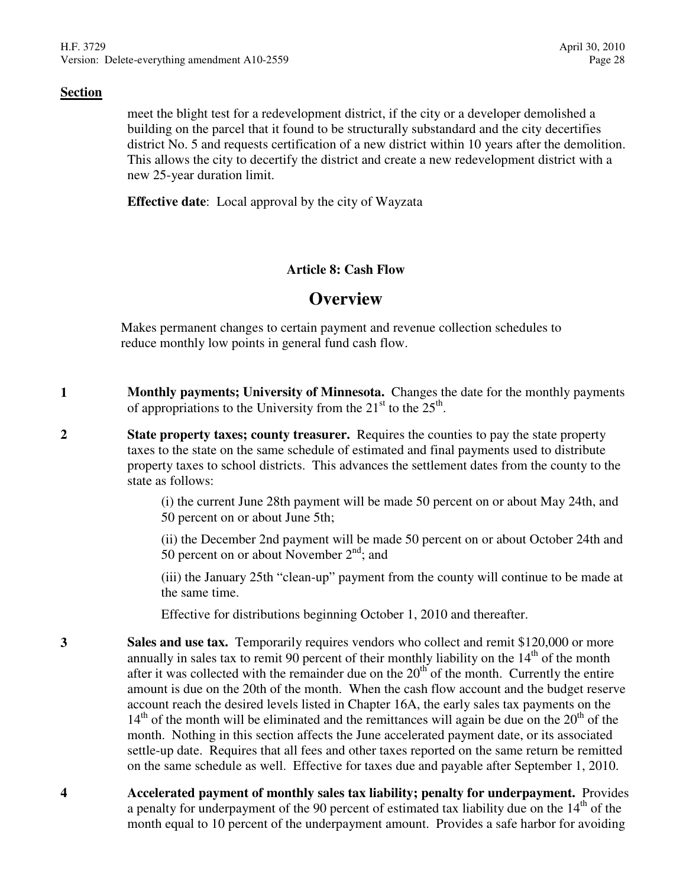**Section**

meet the blight test for a redevelopment district, if the city or a developer demolished a building on the parcel that it found to be structurally substandard and the city decertifies district No. 5 and requests certification of a new district within 10 years after the demolition. This allows the city to decertify the district and create a new redevelopment district with a new 25-year duration limit.

**Effective date**: Local approval by the city of Wayzata

### Article 8: Cash Flow

## Overview

Makes permanent changes to certain payment and revenue collection schedules to reduce monthly low points in general fund cash flow.

**1** **Monthly payments; University of Minnesota.** Changes the date for the monthly payments of appropriations to the University from the 21st to the 25th.

**2** **State property taxes; county treasurer.** Requires the counties to pay the state property taxes to the state on the same schedule of estimated and final payments used to distribute property taxes to school districts. This advances the settlement dates from the county to the state as follows:

(i) the current June 28th payment will be made 50 percent on or about May 24th, and 50 percent on or about June 5th;

(ii) the December 2nd payment will be made 50 percent on or about October 24th and 50 percent on or about November 2nd; and

(iii) the January 25th "clean-up" payment from the county will continue to be made at the same time.

Effective for distributions beginning October 1, 2010 and thereafter.

**3** **Sales and use tax.** Temporarily requires vendors who collect and remit $120,000 or more annually in sales tax to remit 90 percent of their monthly liability on the 14th of the month after it was collected with the remainder due on the 20th of the month. Currently the entire amount is due on the 20th of the month. When the cash flow account and the budget reserve account reach the desired levels listed in Chapter 16A, the early sales tax payments on the 14th of the month will be eliminated and the remittances will again be due on the 20th of the month. Nothing in this section affects the June accelerated payment date, or its associated settle-up date. Requires that all fees and other taxes reported on the same return be remitted on the same schedule as well. Effective for taxes due and payable after September 1, 2010.

**4** **Accelerated payment of monthly sales tax liability; penalty for underpayment.** Provides a penalty for underpayment of the 90 percent of estimated tax liability due on the 14th of the month equal to 10 percent of the underpayment amount. Provides a safe harbor for avoiding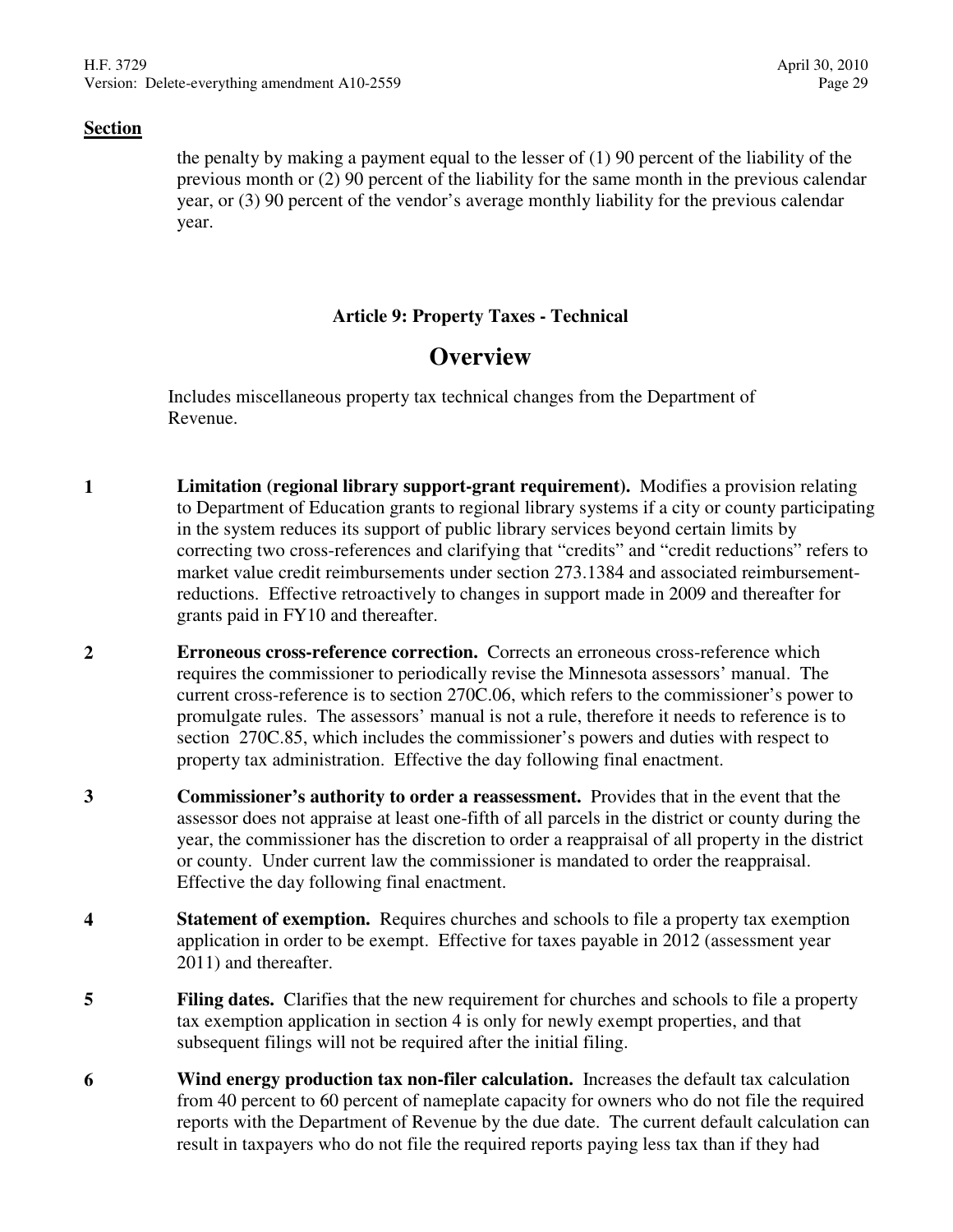**Section**

the penalty by making a payment equal to the lesser of (1) 90 percent of the liability of the previous month or (2) 90 percent of the liability for the same month in the previous calendar year, or (3) 90 percent of the vendor's average monthly liability for the previous calendar year.

### Article 9: Property Taxes - Technical

## Overview

Includes miscellaneous property tax technical changes from the Department of Revenue.

**1** **Limitation (regional library support-grant requirement).** Modifies a provision relating to Department of Education grants to regional library systems if a city or county participating in the system reduces its support of public library services beyond certain limits by correcting two cross-references and clarifying that "credits" and "credit reductions" refers to market value credit reimbursements under section 273.1384 and associated reimbursement-reductions. Effective retroactively to changes in support made in 2009 and thereafter for grants paid in FY10 and thereafter.

**2** **Erroneous cross-reference correction.** Corrects an erroneous cross-reference which requires the commissioner to periodically revise the Minnesota assessors' manual. The current cross-reference is to section 270C.06, which refers to the commissioner's power to promulgate rules. The assessors' manual is not a rule, therefore it needs to reference is to section 270C.85, which includes the commissioner's powers and duties with respect to property tax administration. Effective the day following final enactment.

**3** **Commissioner's authority to order a reassessment.** Provides that in the event that the assessor does not appraise at least one-fifth of all parcels in the district or county during the year, the commissioner has the discretion to order a reappraisal of all property in the district or county. Under current law the commissioner is mandated to order the reappraisal. Effective the day following final enactment.

**4** **Statement of exemption.** Requires churches and schools to file a property tax exemption application in order to be exempt. Effective for taxes payable in 2012 (assessment year 2011) and thereafter.

**5** **Filing dates.** Clarifies that the new requirement for churches and schools to file a property tax exemption application in section 4 is only for newly exempt properties, and that subsequent filings will not be required after the initial filing.

**6** **Wind energy production tax non-filer calculation.** Increases the default tax calculation from 40 percent to 60 percent of nameplate capacity for owners who do not file the required reports with the Department of Revenue by the due date. The current default calculation can result in taxpayers who do not file the required reports paying less tax than if they had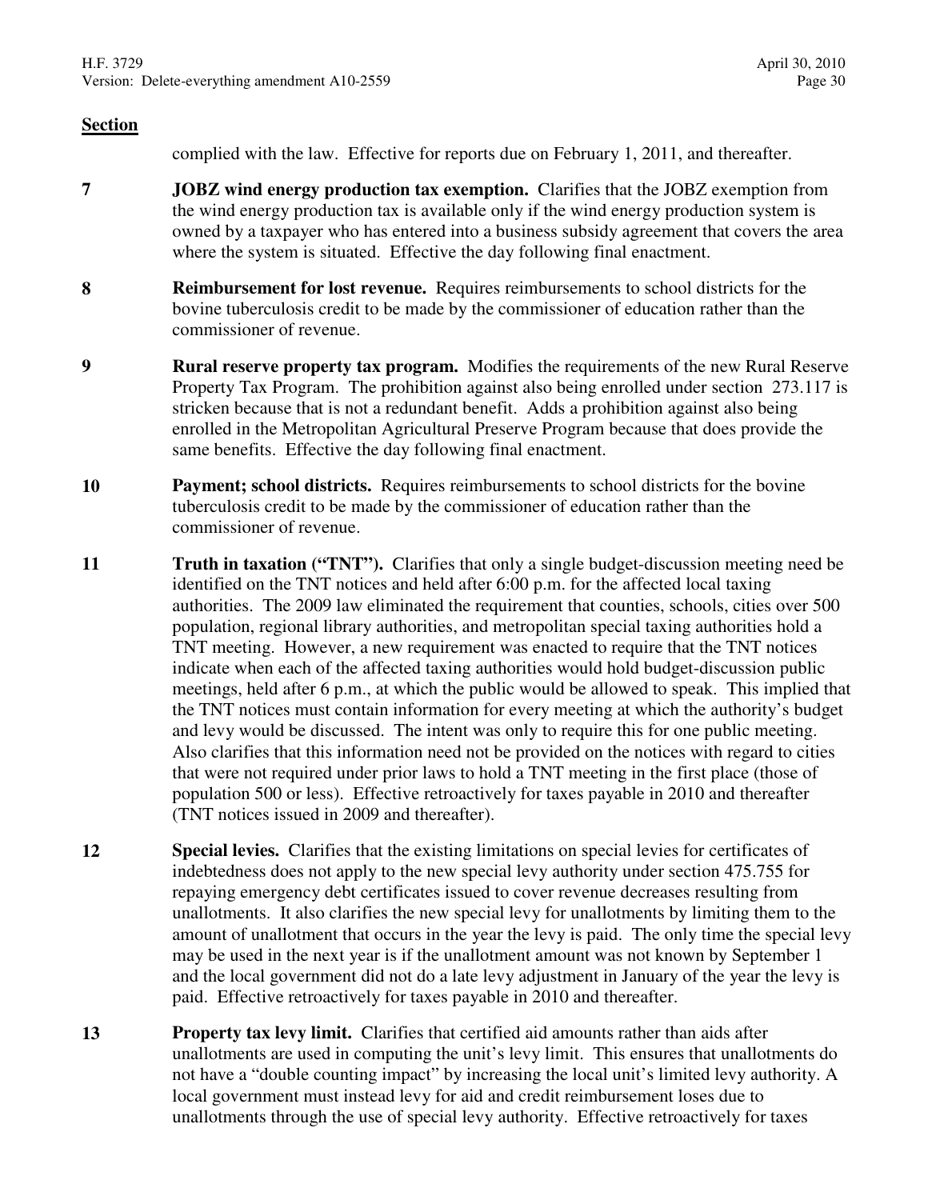**Section**

complied with the law. Effective for reports due on February 1, 2011, and thereafter.

**7** **JOBZ wind energy production tax exemption.** Clarifies that the JOBZ exemption from the wind energy production tax is available only if the wind energy production system is owned by a taxpayer who has entered into a business subsidy agreement that covers the area where the system is situated. Effective the day following final enactment.

**8** **Reimbursement for lost revenue.** Requires reimbursements to school districts for the bovine tuberculosis credit to be made by the commissioner of education rather than the commissioner of revenue.

**9** **Rural reserve property tax program.** Modifies the requirements of the new Rural Reserve Property Tax Program. The prohibition against also being enrolled under section 273.117 is stricken because that is not a redundant benefit. Adds a prohibition against also being enrolled in the Metropolitan Agricultural Preserve Program because that does provide the same benefits. Effective the day following final enactment.

**10** **Payment; school districts.** Requires reimbursements to school districts for the bovine tuberculosis credit to be made by the commissioner of education rather than the commissioner of revenue.

**11** **Truth in taxation ("TNT").** Clarifies that only a single budget-discussion meeting need be identified on the TNT notices and held after 6:00 p.m. for the affected local taxing authorities. The 2009 law eliminated the requirement that counties, schools, cities over 500 population, regional library authorities, and metropolitan special taxing authorities hold a TNT meeting. However, a new requirement was enacted to require that the TNT notices indicate when each of the affected taxing authorities would hold budget-discussion public meetings, held after 6 p.m., at which the public would be allowed to speak. This implied that the TNT notices must contain information for every meeting at which the authority's budget and levy would be discussed. The intent was only to require this for one public meeting. Also clarifies that this information need not be provided on the notices with regard to cities that were not required under prior laws to hold a TNT meeting in the first place (those of population 500 or less). Effective retroactively for taxes payable in 2010 and thereafter (TNT notices issued in 2009 and thereafter).

**12** **Special levies.** Clarifies that the existing limitations on special levies for certificates of indebtedness does not apply to the new special levy authority under section 475.755 for repaying emergency debt certificates issued to cover revenue decreases resulting from unallotments. It also clarifies the new special levy for unallotments by limiting them to the amount of unallotment that occurs in the year the levy is paid. The only time the special levy may be used in the next year is if the unallotment amount was not known by September 1 and the local government did not do a late levy adjustment in January of the year the levy is paid. Effective retroactively for taxes payable in 2010 and thereafter.

**13** **Property tax levy limit.** Clarifies that certified aid amounts rather than aids after unallotments are used in computing the unit's levy limit. This ensures that unallotments do not have a "double counting impact" by increasing the local unit's limited levy authority. A local government must instead levy for aid and credit reimbursement loses due to unallotments through the use of special levy authority. Effective retroactively for taxes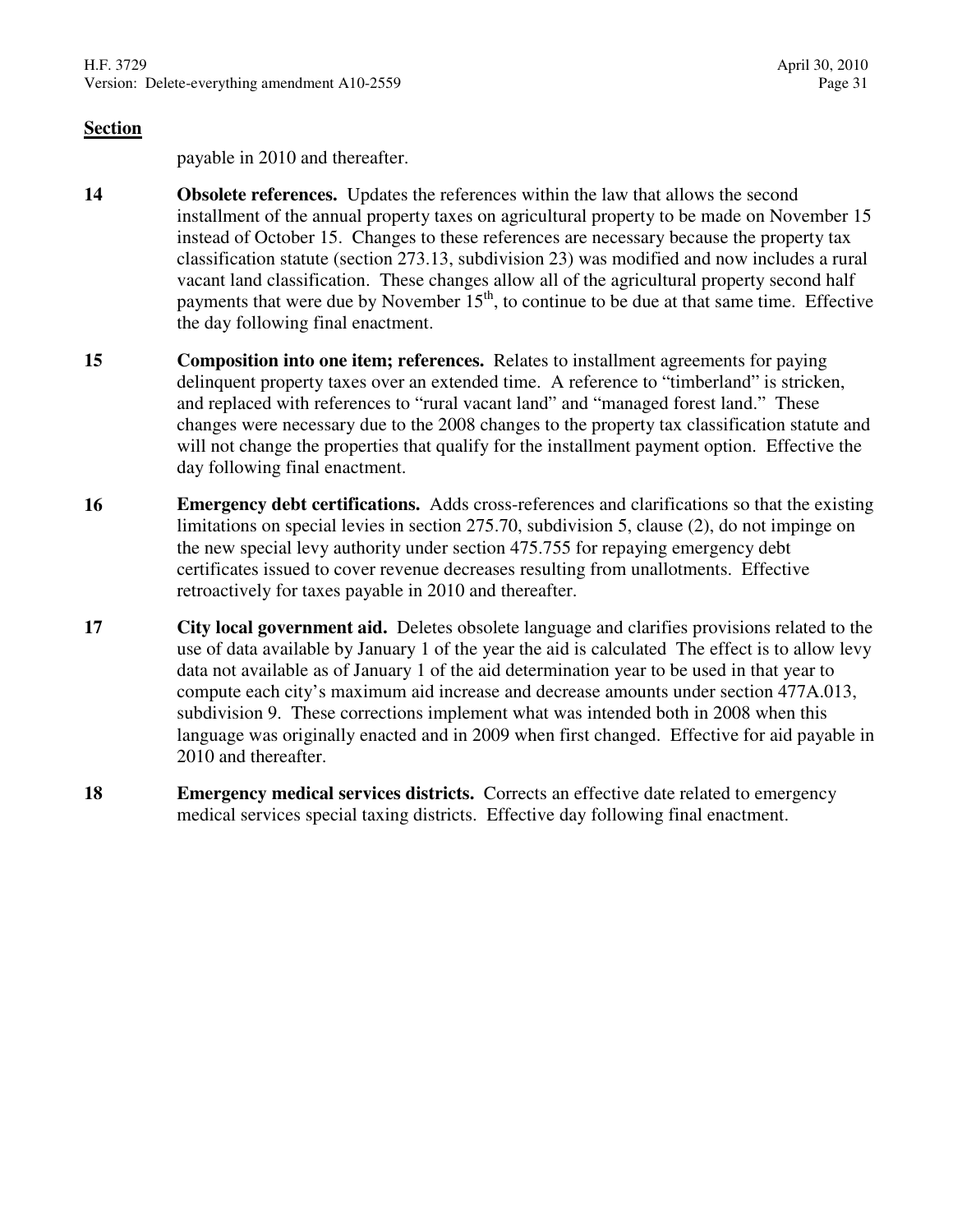**Section**

payable in 2010 and thereafter.

**14** **Obsolete references.** Updates the references within the law that allows the second installment of the annual property taxes on agricultural property to be made on November 15 instead of October 15. Changes to these references are necessary because the property tax classification statute (section 273.13, subdivision 23) was modified and now includes a rural vacant land classification. These changes allow all of the agricultural property second half payments that were due by November 15th, to continue to be due at that same time. Effective the day following final enactment.

**15** **Composition into one item; references.** Relates to installment agreements for paying delinquent property taxes over an extended time. A reference to "timberland" is stricken, and replaced with references to "rural vacant land" and "managed forest land." These changes were necessary due to the 2008 changes to the property tax classification statute and will not change the properties that qualify for the installment payment option. Effective the day following final enactment.

**16** **Emergency debt certifications.** Adds cross-references and clarifications so that the existing limitations on special levies in section 275.70, subdivision 5, clause (2), do not impinge on the new special levy authority under section 475.755 for repaying emergency debt certificates issued to cover revenue decreases resulting from unallotments. Effective retroactively for taxes payable in 2010 and thereafter.

**17** **City local government aid.** Deletes obsolete language and clarifies provisions related to the use of data available by January 1 of the year the aid is calculated The effect is to allow levy data not available as of January 1 of the aid determination year to be used in that year to compute each city's maximum aid increase and decrease amounts under section 477A.013, subdivision 9. These corrections implement what was intended both in 2008 when this language was originally enacted and in 2009 when first changed. Effective for aid payable in 2010 and thereafter.

**18** **Emergency medical services districts.** Corrects an effective date related to emergency medical services special taxing districts. Effective day following final enactment.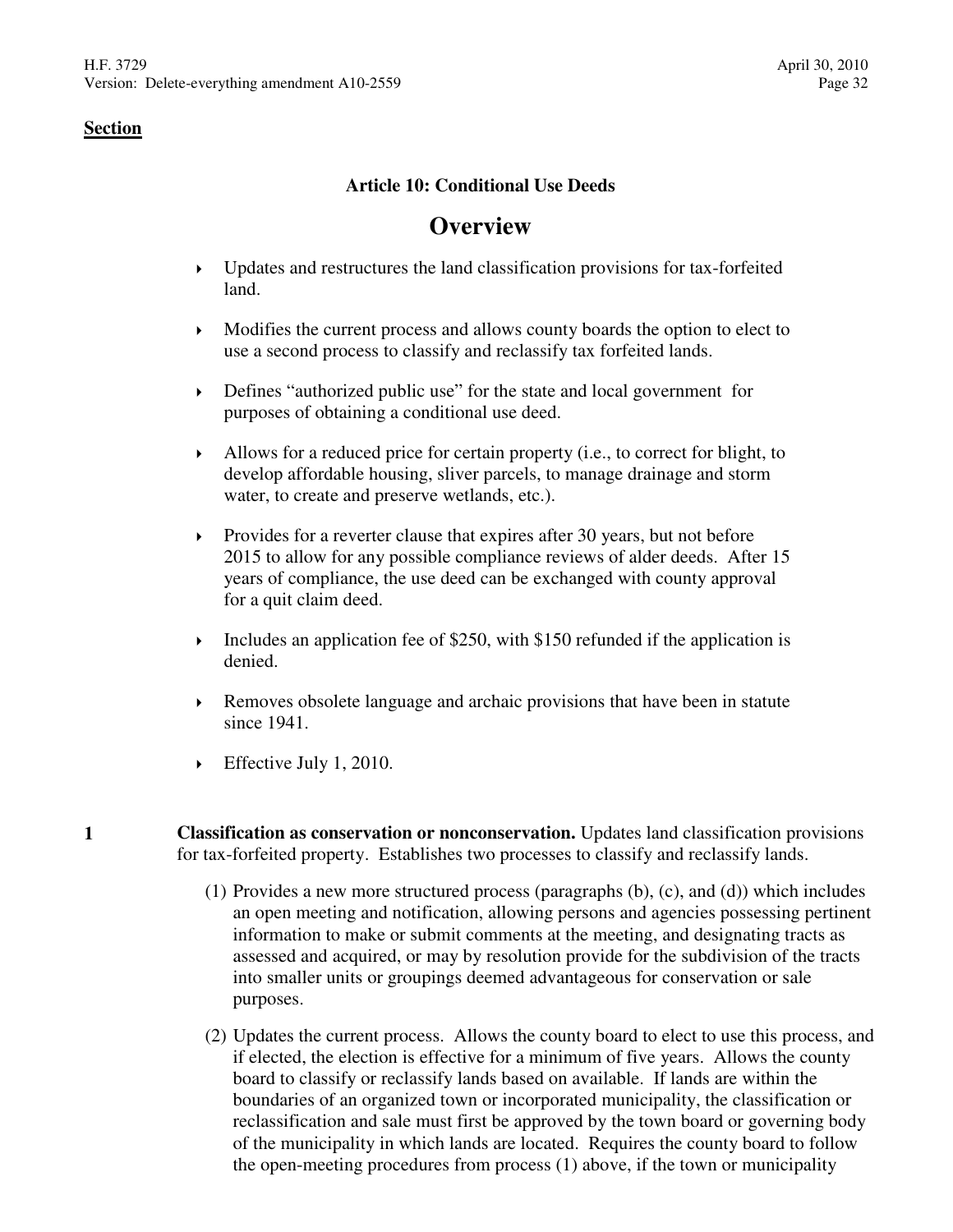**Section**

**Article 10: Conditional Use Deeds**

# Overview

- Updates and restructures the land classification provisions for tax-forfeited land.
- Modifies the current process and allows county boards the option to elect to use a second process to classify and reclassify tax forfeited lands.
- Defines "authorized public use" for the state and local government for purposes of obtaining a conditional use deed.
- Allows for a reduced price for certain property (i.e., to correct for blight, to develop affordable housing, sliver parcels, to manage drainage and storm water, to create and preserve wetlands, etc.).
- Provides for a reverter clause that expires after 30 years, but not before 2015 to allow for any possible compliance reviews of alder deeds. After 15 years of compliance, the use deed can be exchanged with county approval for a quit claim deed.
- Includes an application fee of $250, with $150 refunded if the application is denied.
- Removes obsolete language and archaic provisions that have been in statute since 1941.
- Effective July 1, 2010.

**1** **Classification as conservation or nonconservation.** Updates land classification provisions for tax-forfeited property. Establishes two processes to classify and reclassify lands.

(1) Provides a new more structured process (paragraphs (b), (c), and (d)) which includes an open meeting and notification, allowing persons and agencies possessing pertinent information to make or submit comments at the meeting, and designating tracts as assessed and acquired, or may by resolution provide for the subdivision of the tracts into smaller units or groupings deemed advantageous for conservation or sale purposes.

(2) Updates the current process. Allows the county board to elect to use this process, and if elected, the election is effective for a minimum of five years. Allows the county board to classify or reclassify lands based on available. If lands are within the boundaries of an organized town or incorporated municipality, the classification or reclassification and sale must first be approved by the town board or governing body of the municipality in which lands are located. Requires the county board to follow the open-meeting procedures from process (1) above, if the town or municipality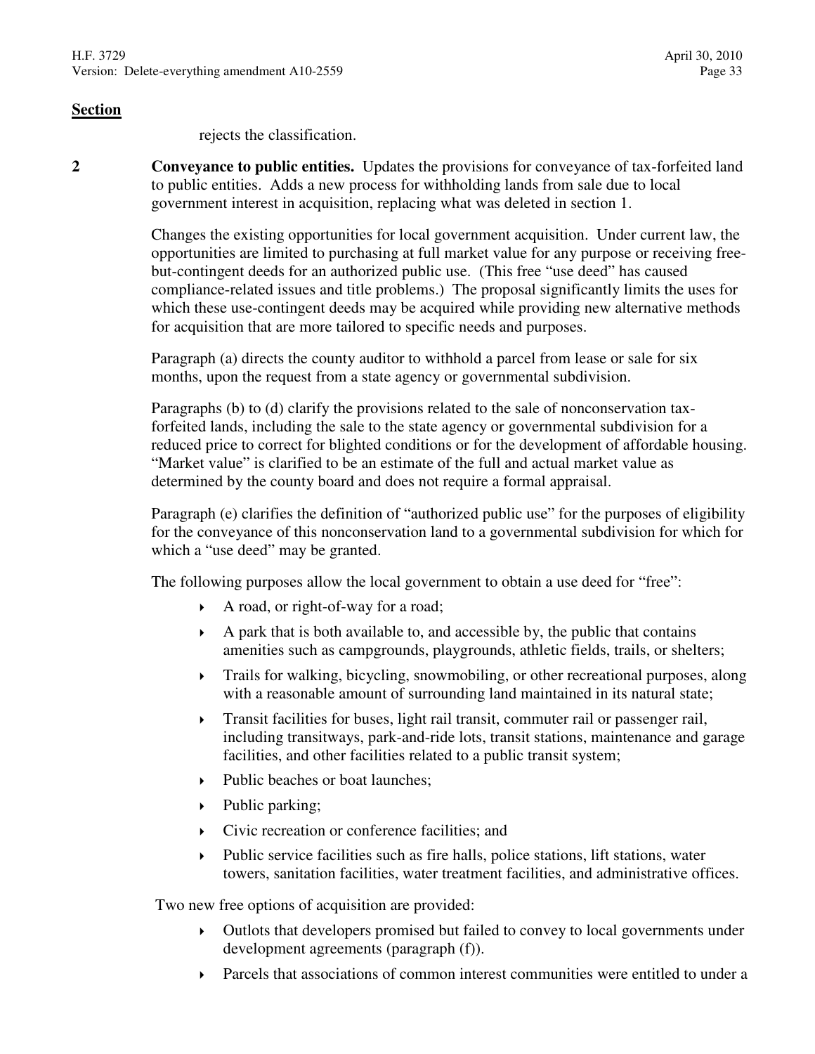**Section**

rejects the classification.

**2** **Conveyance to public entities.** Updates the provisions for conveyance of tax-forfeited land to public entities. Adds a new process for withholding lands from sale due to local government interest in acquisition, replacing what was deleted in section 1.

Changes the existing opportunities for local government acquisition. Under current law, the opportunities are limited to purchasing at full market value for any purpose or receiving free-but-contingent deeds for an authorized public use. (This free "use deed" has caused compliance-related issues and title problems.) The proposal significantly limits the uses for which these use-contingent deeds may be acquired while providing new alternative methods for acquisition that are more tailored to specific needs and purposes.

Paragraph (a) directs the county auditor to withhold a parcel from lease or sale for six months, upon the request from a state agency or governmental subdivision.

Paragraphs (b) to (d) clarify the provisions related to the sale of nonconservation tax-forfeited lands, including the sale to the state agency or governmental subdivision for a reduced price to correct for blighted conditions or for the development of affordable housing. "Market value" is clarified to be an estimate of the full and actual market value as determined by the county board and does not require a formal appraisal.

Paragraph (e) clarifies the definition of "authorized public use" for the purposes of eligibility for the conveyance of this nonconservation land to a governmental subdivision for which for which a "use deed" may be granted.

The following purposes allow the local government to obtain a use deed for "free":

- A road, or right-of-way for a road;
- A park that is both available to, and accessible by, the public that contains amenities such as campgrounds, playgrounds, athletic fields, trails, or shelters;
- Trails for walking, bicycling, snowmobiling, or other recreational purposes, along with a reasonable amount of surrounding land maintained in its natural state;
- Transit facilities for buses, light rail transit, commuter rail or passenger rail, including transitways, park-and-ride lots, transit stations, maintenance and garage facilities, and other facilities related to a public transit system;
- Public beaches or boat launches;
- Public parking;
- Civic recreation or conference facilities; and
- Public service facilities such as fire halls, police stations, lift stations, water towers, sanitation facilities, water treatment facilities, and administrative offices.

Two new free options of acquisition are provided:

- Outlots that developers promised but failed to convey to local governments under development agreements (paragraph (f)).
- Parcels that associations of common interest communities were entitled to under a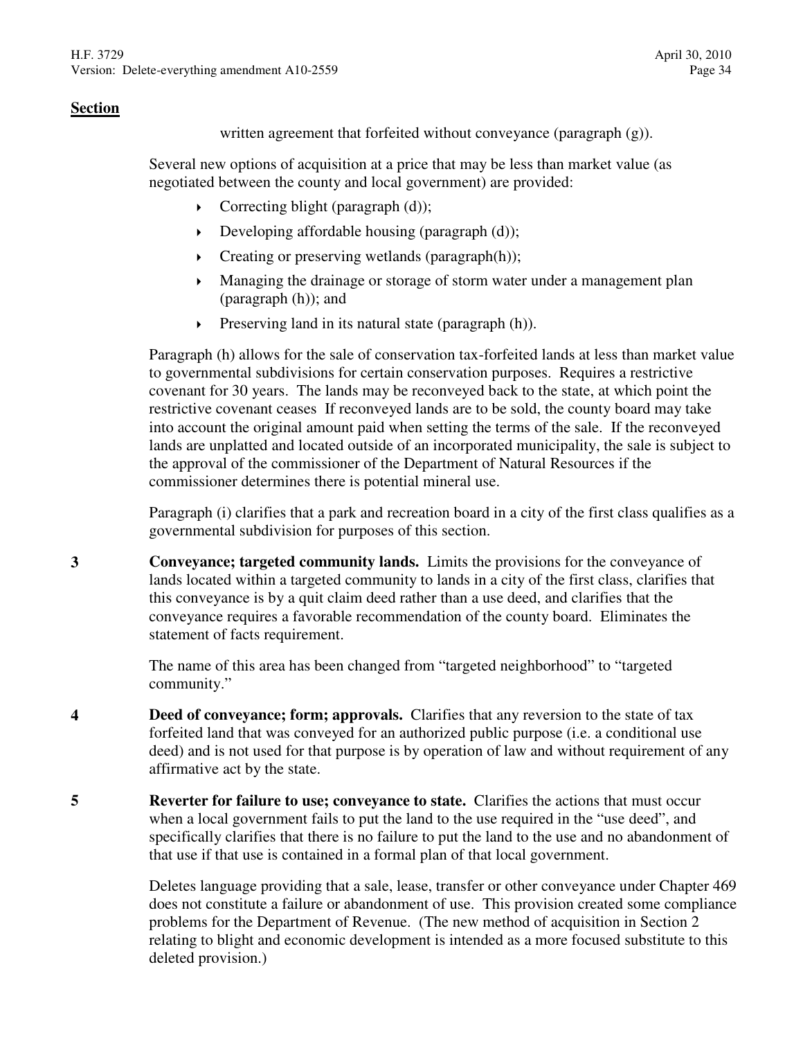**Section**

written agreement that forfeited without conveyance (paragraph (g)).

Several new options of acquisition at a price that may be less than market value (as negotiated between the county and local government) are provided:

- Correcting blight (paragraph (d));
- Developing affordable housing (paragraph (d));
- Creating or preserving wetlands (paragraph(h));
- Managing the drainage or storage of storm water under a management plan (paragraph (h)); and
- Preserving land in its natural state (paragraph (h)).

Paragraph (h) allows for the sale of conservation tax-forfeited lands at less than market value to governmental subdivisions for certain conservation purposes. Requires a restrictive covenant for 30 years. The lands may be reconveyed back to the state, at which point the restrictive covenant ceases If reconveyed lands are to be sold, the county board may take into account the original amount paid when setting the terms of the sale. If the reconveyed lands are unplatted and located outside of an incorporated municipality, the sale is subject to the approval of the commissioner of the Department of Natural Resources if the commissioner determines there is potential mineral use.

Paragraph (i) clarifies that a park and recreation board in a city of the first class qualifies as a governmental subdivision for purposes of this section.

**3** **Conveyance; targeted community lands.** Limits the provisions for the conveyance of lands located within a targeted community to lands in a city of the first class, clarifies that this conveyance is by a quit claim deed rather than a use deed, and clarifies that the conveyance requires a favorable recommendation of the county board. Eliminates the statement of facts requirement.

The name of this area has been changed from "targeted neighborhood" to "targeted community."

**4** **Deed of conveyance; form; approvals.** Clarifies that any reversion to the state of tax forfeited land that was conveyed for an authorized public purpose (i.e. a conditional use deed) and is not used for that purpose is by operation of law and without requirement of any affirmative act by the state.

**5** **Reverter for failure to use; conveyance to state.** Clarifies the actions that must occur when a local government fails to put the land to the use required in the "use deed", and specifically clarifies that there is no failure to put the land to the use and no abandonment of that use if that use is contained in a formal plan of that local government.

Deletes language providing that a sale, lease, transfer or other conveyance under Chapter 469 does not constitute a failure or abandonment of use. This provision created some compliance problems for the Department of Revenue. (The new method of acquisition in Section 2 relating to blight and economic development is intended as a more focused substitute to this deleted provision.)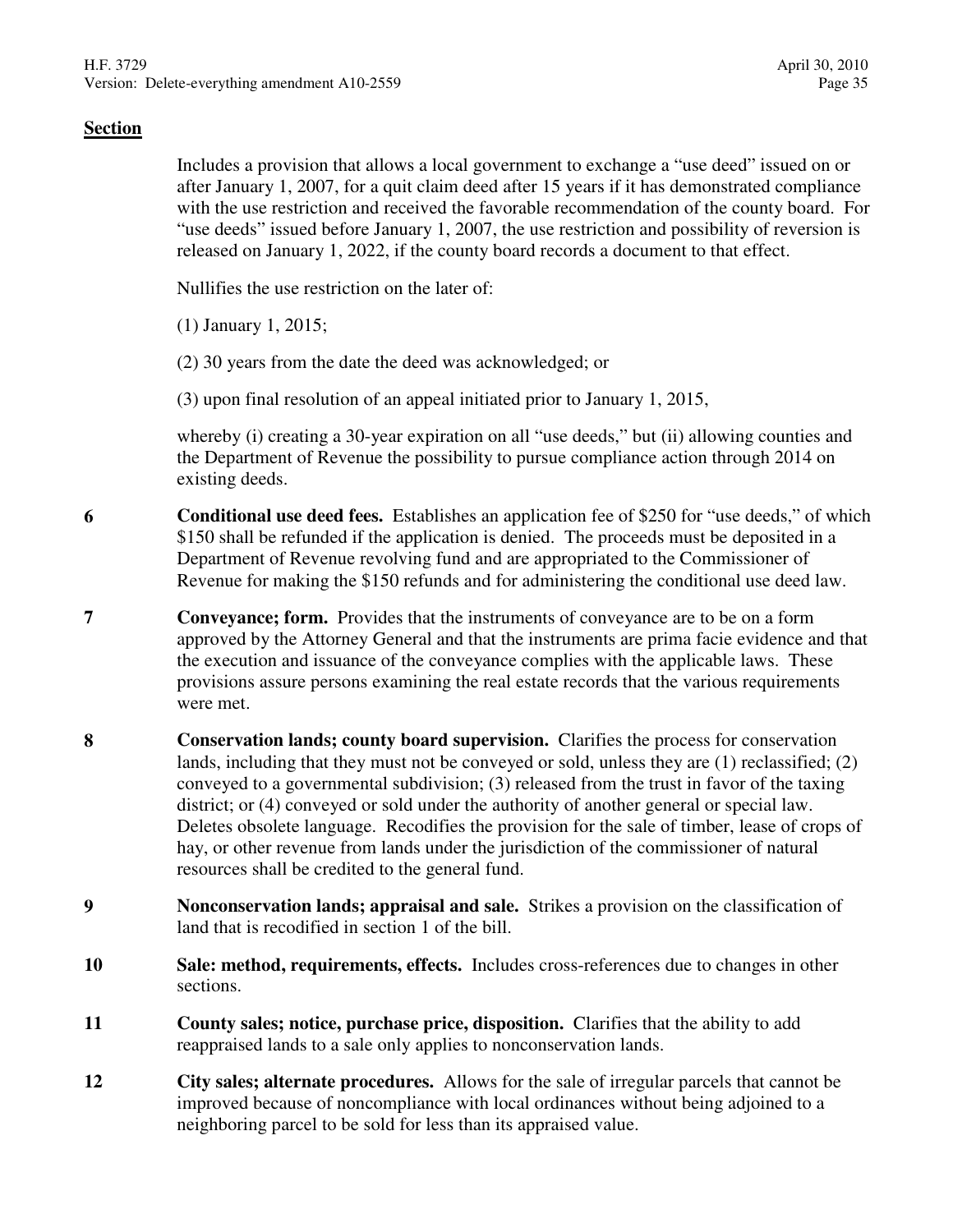**Section**

Includes a provision that allows a local government to exchange a "use deed" issued on or after January 1, 2007, for a quit claim deed after 15 years if it has demonstrated compliance with the use restriction and received the favorable recommendation of the county board. For "use deeds" issued before January 1, 2007, the use restriction and possibility of reversion is released on January 1, 2022, if the county board records a document to that effect.

Nullifies the use restriction on the later of:

(1) January 1, 2015;

(2) 30 years from the date the deed was acknowledged; or

(3) upon final resolution of an appeal initiated prior to January 1, 2015,

whereby (i) creating a 30-year expiration on all "use deeds," but (ii) allowing counties and the Department of Revenue the possibility to pursue compliance action through 2014 on existing deeds.

**6** **Conditional use deed fees.** Establishes an application fee of $250 for "use deeds," of which $150 shall be refunded if the application is denied. The proceeds must be deposited in a Department of Revenue revolving fund and are appropriated to the Commissioner of Revenue for making the $150 refunds and for administering the conditional use deed law.

**7** **Conveyance; form.** Provides that the instruments of conveyance are to be on a form approved by the Attorney General and that the instruments are prima facie evidence and that the execution and issuance of the conveyance complies with the applicable laws. These provisions assure persons examining the real estate records that the various requirements were met.

**8** **Conservation lands; county board supervision.** Clarifies the process for conservation lands, including that they must not be conveyed or sold, unless they are (1) reclassified; (2) conveyed to a governmental subdivision; (3) released from the trust in favor of the taxing district; or (4) conveyed or sold under the authority of another general or special law. Deletes obsolete language. Recodifies the provision for the sale of timber, lease of crops of hay, or other revenue from lands under the jurisdiction of the commissioner of natural resources shall be credited to the general fund.

**9** **Nonconservation lands; appraisal and sale.** Strikes a provision on the classification of land that is recodified in section 1 of the bill.

**10** **Sale: method, requirements, effects.** Includes cross-references due to changes in other sections.

**11** **County sales; notice, purchase price, disposition.** Clarifies that the ability to add reappraised lands to a sale only applies to nonconservation lands.

**12** **City sales; alternate procedures.** Allows for the sale of irregular parcels that cannot be improved because of noncompliance with local ordinances without being adjoined to a neighboring parcel to be sold for less than its appraised value.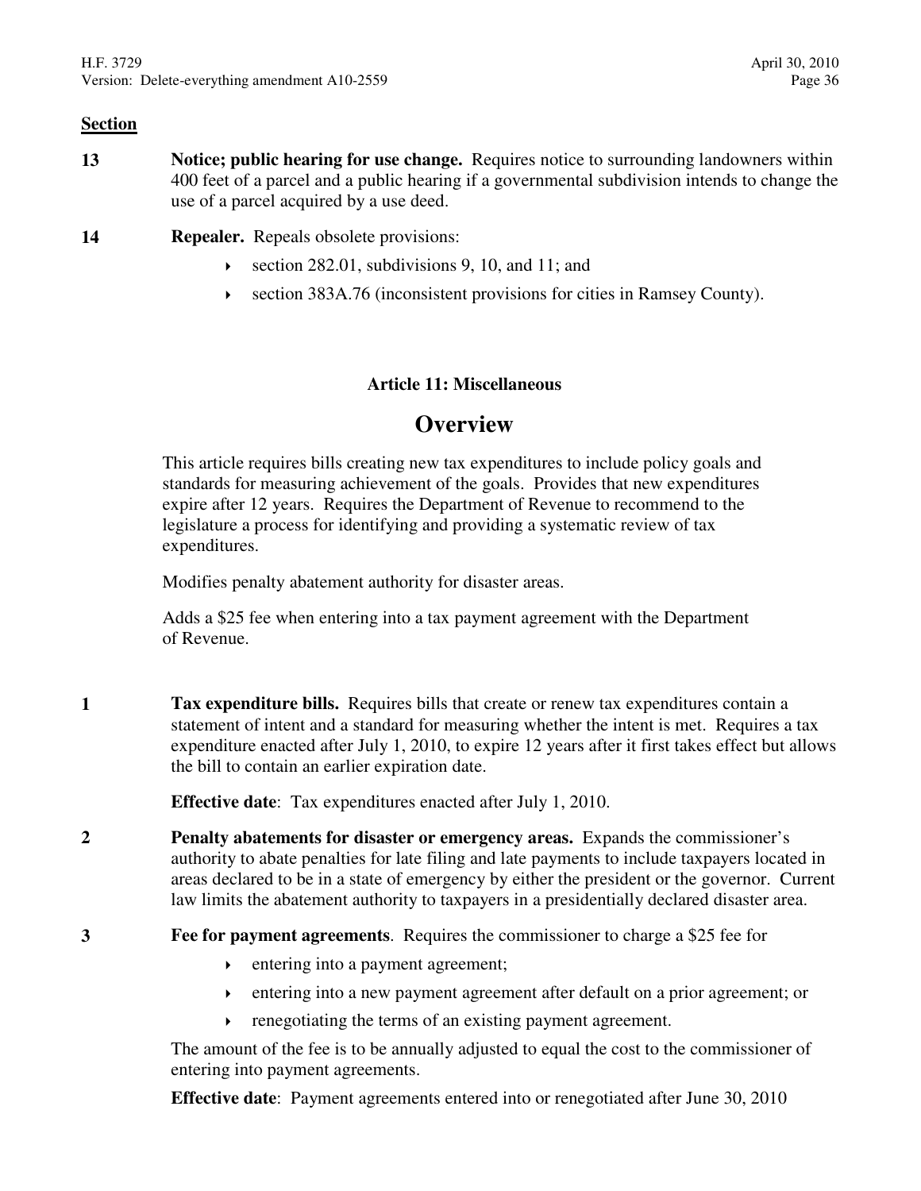**Section**

**13** **Notice; public hearing for use change.** Requires notice to surrounding landowners within 400 feet of a parcel and a public hearing if a governmental subdivision intends to change the use of a parcel acquired by a use deed.

**14** **Repealer.** Repeals obsolete provisions:

- section 282.01, subdivisions 9, 10, and 11; and
- section 383A.76 (inconsistent provisions for cities in Ramsey County).

### Article 11: Miscellaneous

## Overview

This article requires bills creating new tax expenditures to include policy goals and standards for measuring achievement of the goals. Provides that new expenditures expire after 12 years. Requires the Department of Revenue to recommend to the legislature a process for identifying and providing a systematic review of tax expenditures.

Modifies penalty abatement authority for disaster areas.

Adds a $25 fee when entering into a tax payment agreement with the Department of Revenue.

**1** **Tax expenditure bills.** Requires bills that create or renew tax expenditures contain a statement of intent and a standard for measuring whether the intent is met. Requires a tax expenditure enacted after July 1, 2010, to expire 12 years after it first takes effect but allows the bill to contain an earlier expiration date.

**Effective date**: Tax expenditures enacted after July 1, 2010.

**2** **Penalty abatements for disaster or emergency areas.** Expands the commissioner's authority to abate penalties for late filing and late payments to include taxpayers located in areas declared to be in a state of emergency by either the president or the governor. Current law limits the abatement authority to taxpayers in a presidentially declared disaster area.

**3** **Fee for payment agreements**. Requires the commissioner to charge a $25 fee for

- entering into a payment agreement;
- entering into a new payment agreement after default on a prior agreement; or
- renegotiating the terms of an existing payment agreement.

The amount of the fee is to be annually adjusted to equal the cost to the commissioner of entering into payment agreements.

**Effective date**: Payment agreements entered into or renegotiated after June 30, 2010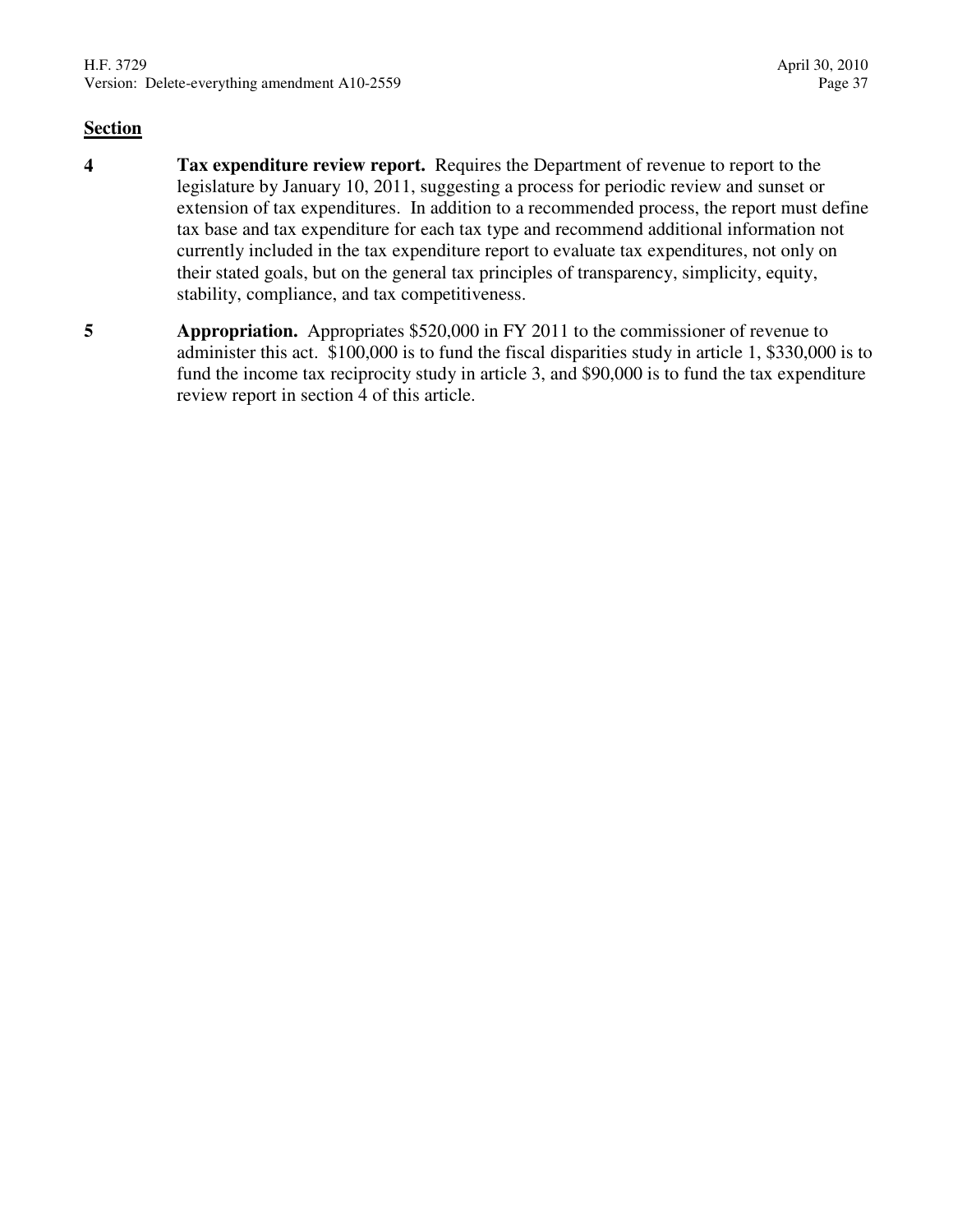**Section**

**4** **Tax expenditure review report.** Requires the Department of revenue to report to the legislature by January 10, 2011, suggesting a process for periodic review and sunset or extension of tax expenditures. In addition to a recommended process, the report must define tax base and tax expenditure for each tax type and recommend additional information not currently included in the tax expenditure report to evaluate tax expenditures, not only on their stated goals, but on the general tax principles of transparency, simplicity, equity, stability, compliance, and tax competitiveness.

**5** **Appropriation.** Appropriates $520,000 in FY 2011 to the commissioner of revenue to administer this act. $100,000 is to fund the fiscal disparities study in article 1, $330,000 is to fund the income tax reciprocity study in article 3, and $90,000 is to fund the tax expenditure review report in section 4 of this article.